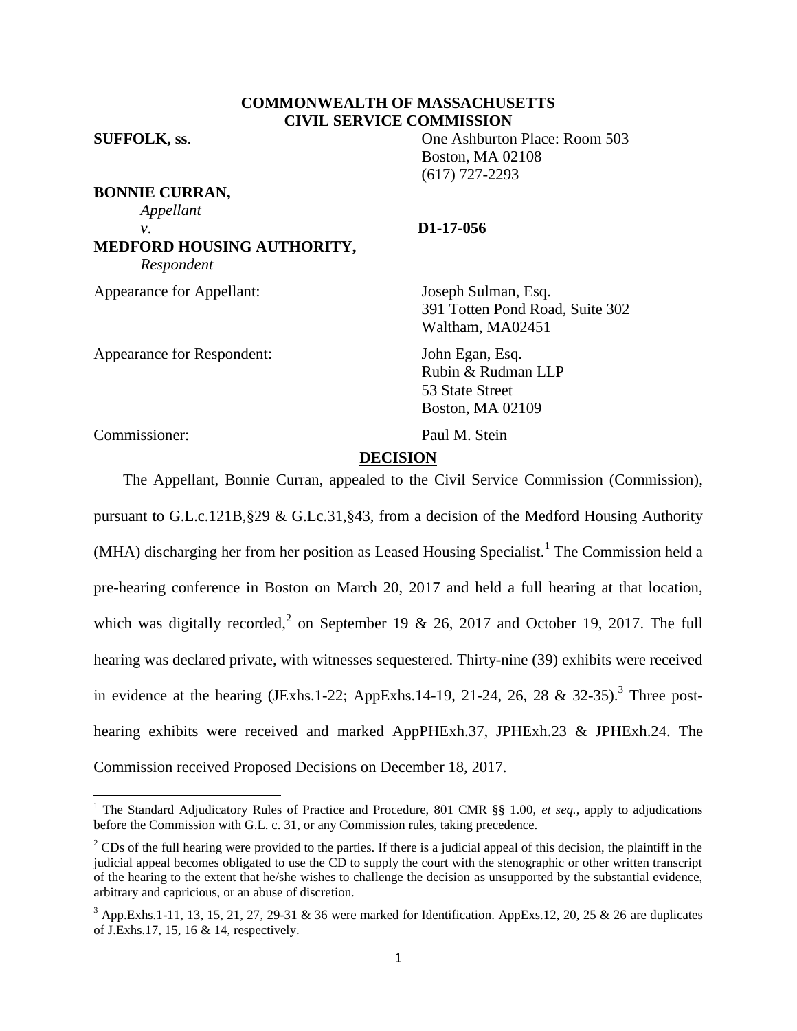**COMMONWEALTH OF MASSACHUSETTS**
**CIVIL SERVICE COMMISSION**

**SUFFOLK, ss.**

One Ashburton Place: Room 503
Boston, MA 02108
(617) 727-2293

**BONNIE CURRAN,**
*Appellant*
*v.* **D1-17-056**
**MEDFORD HOUSING AUTHORITY,**
*Respondent*

Appearance for Appellant: Joseph Sulman, Esq.
391 Totten Pond Road, Suite 302
Waltham, MA02451

Appearance for Respondent: John Egan, Esq.
Rubin & Rudman LLP
53 State Street
Boston, MA 02109

Commissioner: Paul M. Stein

## DECISION

The Appellant, Bonnie Curran, appealed to the Civil Service Commission (Commission), pursuant to G.L.c.121B,§29 & G.Lc.31,§43, from a decision of the Medford Housing Authority (MHA) discharging her from her position as Leased Housing Specialist.[1] The Commission held a pre-hearing conference in Boston on March 20, 2017 and held a full hearing at that location, which was digitally recorded,[2] on September 19 & 26, 2017 and October 19, 2017. The full hearing was declared private, with witnesses sequestered. Thirty-nine (39) exhibits were received in evidence at the hearing (JExhs.1-22; AppExhs.14-19, 21-24, 26, 28 & 32-35).[3] Three post-hearing exhibits were received and marked AppPHExh.37, JPHExh.23 & JPHExh.24. The Commission received Proposed Decisions on December 18, 2017.

---

[1] The Standard Adjudicatory Rules of Practice and Procedure, 801 CMR §§ 1.00, *et seq.*, apply to adjudications before the Commission with G.L. c. 31, or any Commission rules, taking precedence.

[2] CDs of the full hearing were provided to the parties. If there is a judicial appeal of this decision, the plaintiff in the judicial appeal becomes obligated to use the CD to supply the court with the stenographic or other written transcript of the hearing to the extent that he/she wishes to challenge the decision as unsupported by the substantial evidence, arbitrary and capricious, or an abuse of discretion.

[3] App.Exhs.1-11, 13, 15, 21, 27, 29-31 & 36 were marked for Identification. AppExs.12, 20, 25 & 26 are duplicates of J.Exhs.17, 15, 16 & 14, respectively.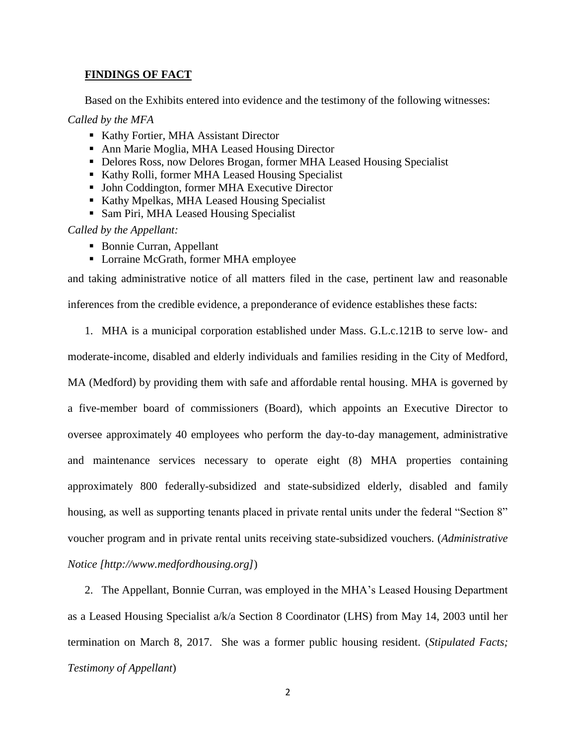## **FINDINGS OF FACT**

Based on the Exhibits entered into evidence and the testimony of the following witnesses:

*Called by the MFA*

- Kathy Fortier, MHA Assistant Director
- Ann Marie Moglia, MHA Leased Housing Director
- Delores Ross, now Delores Brogan, former MHA Leased Housing Specialist
- Kathy Rolli, former MHA Leased Housing Specialist
- John Coddington, former MHA Executive Director
- Kathy Mpelkas, MHA Leased Housing Specialist
- Sam Piri, MHA Leased Housing Specialist

*Called by the Appellant:*

- Bonnie Curran, Appellant
- Lorraine McGrath, former MHA employee

and taking administrative notice of all matters filed in the case, pertinent law and reasonable inferences from the credible evidence, a preponderance of evidence establishes these facts:

1. MHA is a municipal corporation established under Mass. G.L.c.121B to serve low- and moderate-income, disabled and elderly individuals and families residing in the City of Medford, MA (Medford) by providing them with safe and affordable rental housing. MHA is governed by a five-member board of commissioners (Board), which appoints an Executive Director to oversee approximately 40 employees who perform the day-to-day management, administrative and maintenance services necessary to operate eight (8) MHA properties containing approximately 800 federally-subsidized and state-subsidized elderly, disabled and family housing, as well as supporting tenants placed in private rental units under the federal "Section 8" voucher program and in private rental units receiving state-subsidized vouchers. (*Administrative Notice [http://www.medfordhousing.org]*)

2. The Appellant, Bonnie Curran, was employed in the MHA's Leased Housing Department as a Leased Housing Specialist a/k/a Section 8 Coordinator (LHS) from May 14, 2003 until her termination on March 8, 2017. She was a former public housing resident. (*Stipulated Facts; Testimony of Appellant*)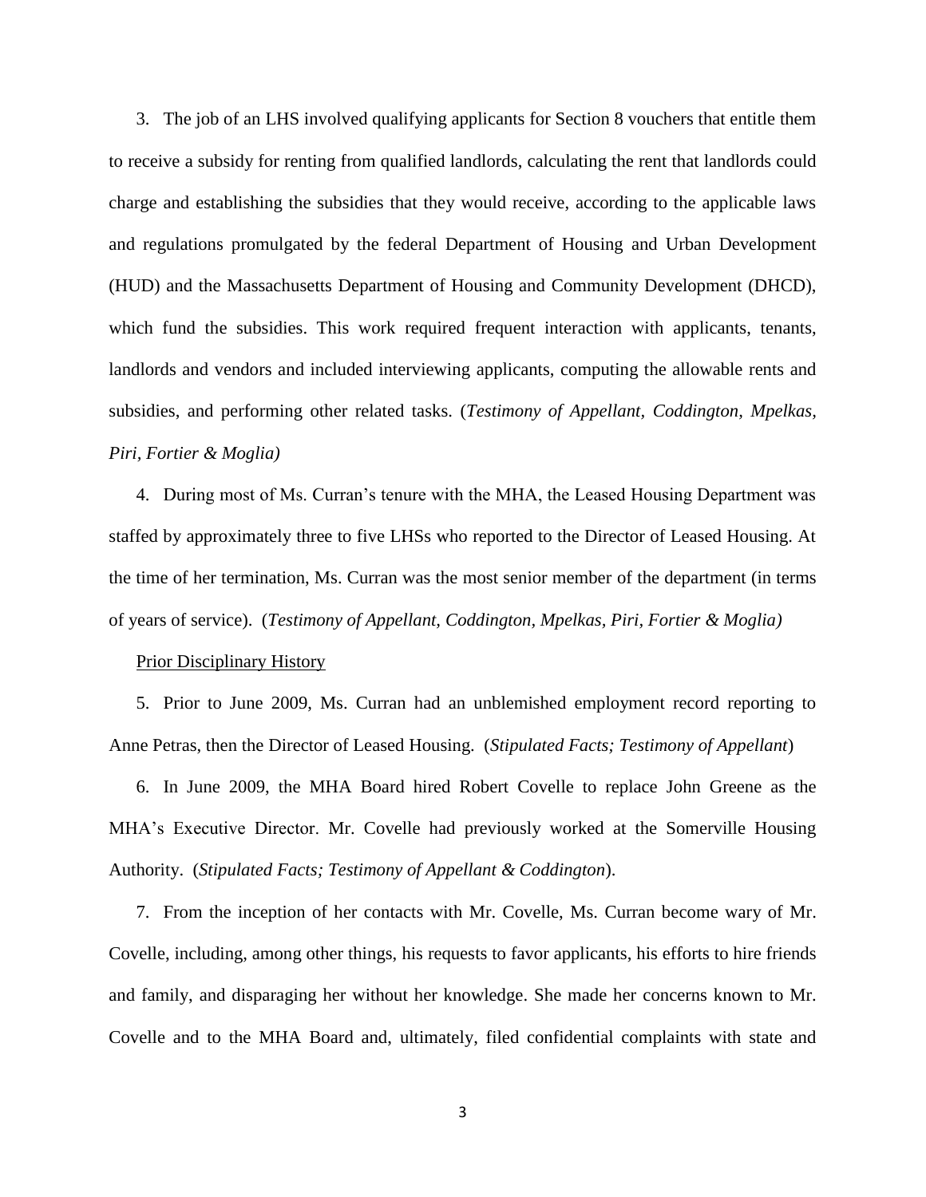3. The job of an LHS involved qualifying applicants for Section 8 vouchers that entitle them to receive a subsidy for renting from qualified landlords, calculating the rent that landlords could charge and establishing the subsidies that they would receive, according to the applicable laws and regulations promulgated by the federal Department of Housing and Urban Development (HUD) and the Massachusetts Department of Housing and Community Development (DHCD), which fund the subsidies. This work required frequent interaction with applicants, tenants, landlords and vendors and included interviewing applicants, computing the allowable rents and subsidies, and performing other related tasks. (*Testimony of Appellant, Coddington, Mpelkas, Piri, Fortier & Moglia)*

4. During most of Ms. Curran's tenure with the MHA, the Leased Housing Department was staffed by approximately three to five LHSs who reported to the Director of Leased Housing. At the time of her termination, Ms. Curran was the most senior member of the department (in terms of years of service). (*Testimony of Appellant, Coddington, Mpelkas, Piri, Fortier & Moglia)*

Prior Disciplinary History

5. Prior to June 2009, Ms. Curran had an unblemished employment record reporting to Anne Petras, then the Director of Leased Housing. (*Stipulated Facts; Testimony of Appellant*)

6. In June 2009, the MHA Board hired Robert Covelle to replace John Greene as the MHA's Executive Director. Mr. Covelle had previously worked at the Somerville Housing Authority. (*Stipulated Facts; Testimony of Appellant & Coddington*).

7. From the inception of her contacts with Mr. Covelle, Ms. Curran become wary of Mr. Covelle, including, among other things, his requests to favor applicants, his efforts to hire friends and family, and disparaging her without her knowledge. She made her concerns known to Mr. Covelle and to the MHA Board and, ultimately, filed confidential complaints with state and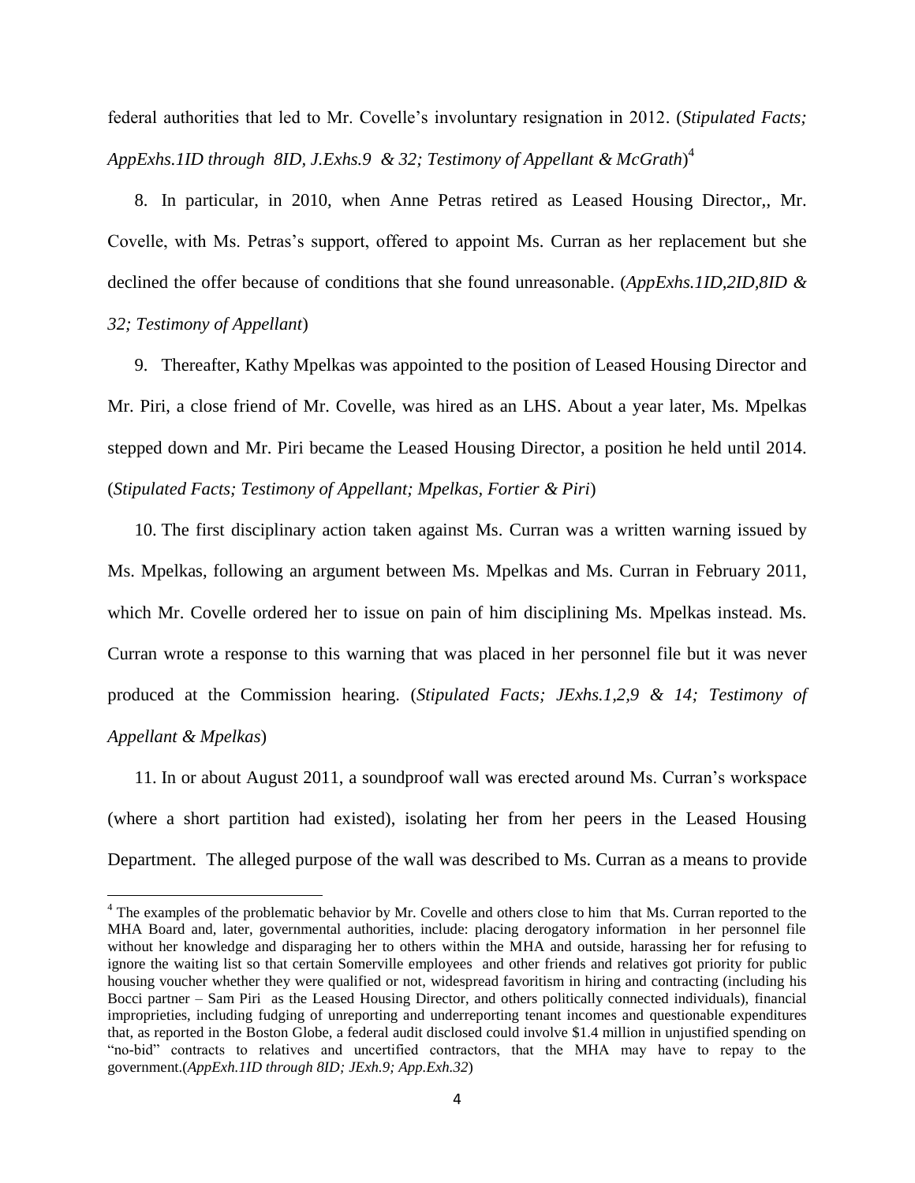federal authorities that led to Mr. Covelle's involuntary resignation in 2012. (*Stipulated Facts; AppExhs.1ID through 8ID, J.Exhs.9 & 32; Testimony of Appellant & McGrath*)[4]

8. In particular, in 2010, when Anne Petras retired as Leased Housing Director,, Mr. Covelle, with Ms. Petras's support, offered to appoint Ms. Curran as her replacement but she declined the offer because of conditions that she found unreasonable. (*AppExhs.1ID,2ID,8ID & 32; Testimony of Appellant*)

9. Thereafter, Kathy Mpelkas was appointed to the position of Leased Housing Director and Mr. Piri, a close friend of Mr. Covelle, was hired as an LHS. About a year later, Ms. Mpelkas stepped down and Mr. Piri became the Leased Housing Director, a position he held until 2014. (*Stipulated Facts; Testimony of Appellant; Mpelkas, Fortier & Piri*)

10. The first disciplinary action taken against Ms. Curran was a written warning issued by Ms. Mpelkas, following an argument between Ms. Mpelkas and Ms. Curran in February 2011, which Mr. Covelle ordered her to issue on pain of him disciplining Ms. Mpelkas instead. Ms. Curran wrote a response to this warning that was placed in her personnel file but it was never produced at the Commission hearing. (*Stipulated Facts; JExhs.1,2,9 & 14; Testimony of Appellant & Mpelkas*)

11. In or about August 2011, a soundproof wall was erected around Ms. Curran's workspace (where a short partition had existed), isolating her from her peers in the Leased Housing Department. The alleged purpose of the wall was described to Ms. Curran as a means to provide

[4] The examples of the problematic behavior by Mr. Covelle and others close to him that Ms. Curran reported to the MHA Board and, later, governmental authorities, include: placing derogatory information in her personnel file without her knowledge and disparaging her to others within the MHA and outside, harassing her for refusing to ignore the waiting list so that certain Somerville employees and other friends and relatives got priority for public housing voucher whether they were qualified or not, widespread favoritism in hiring and contracting (including his Bocci partner – Sam Piri as the Leased Housing Director, and others politically connected individuals), financial improprieties, including fudging of unreporting and underreporting tenant incomes and questionable expenditures that, as reported in the Boston Globe, a federal audit disclosed could involve $1.4 million in unjustified spending on "no-bid" contracts to relatives and uncertified contractors, that the MHA may have to repay to the government.(*AppExh.1ID through 8ID; JExh.9; App.Exh.32*)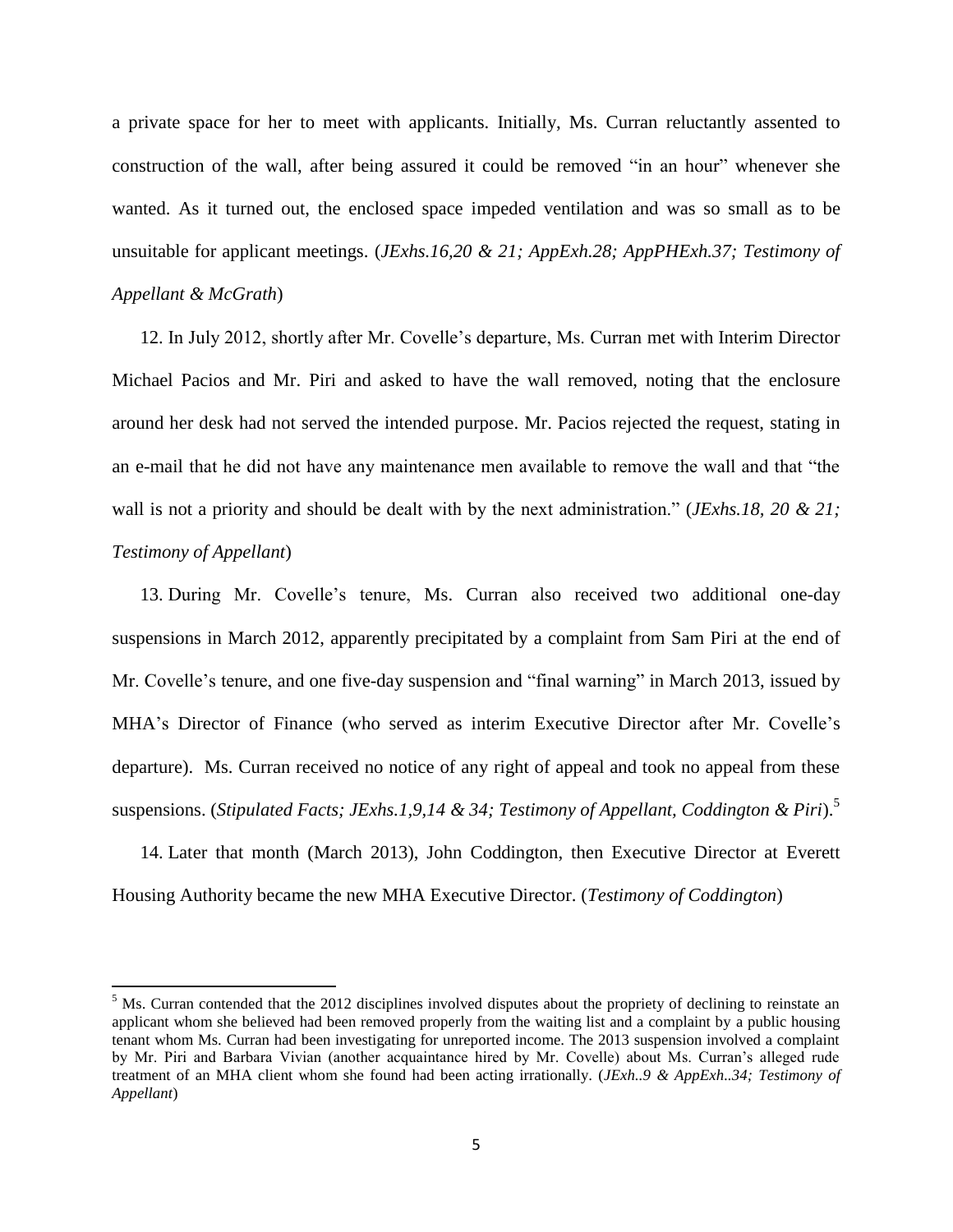a private space for her to meet with applicants. Initially, Ms. Curran reluctantly assented to construction of the wall, after being assured it could be removed "in an hour" whenever she wanted. As it turned out, the enclosed space impeded ventilation and was so small as to be unsuitable for applicant meetings. (*JExhs.16,20 & 21; AppExh.28; AppPHExh.37; Testimony of Appellant & McGrath*)

12. In July 2012, shortly after Mr. Covelle's departure, Ms. Curran met with Interim Director Michael Pacios and Mr. Piri and asked to have the wall removed, noting that the enclosure around her desk had not served the intended purpose. Mr. Pacios rejected the request, stating in an e-mail that he did not have any maintenance men available to remove the wall and that "the wall is not a priority and should be dealt with by the next administration." (*JExhs.18, 20 & 21; Testimony of Appellant*)

13. During Mr. Covelle's tenure, Ms. Curran also received two additional one-day suspensions in March 2012, apparently precipitated by a complaint from Sam Piri at the end of Mr. Covelle's tenure, and one five-day suspension and "final warning" in March 2013, issued by MHA's Director of Finance (who served as interim Executive Director after Mr. Covelle's departure). Ms. Curran received no notice of any right of appeal and took no appeal from these suspensions. (*Stipulated Facts; JExhs.1,9,14 & 34; Testimony of Appellant, Coddington & Piri*).[5]

14. Later that month (March 2013), John Coddington, then Executive Director at Everett Housing Authority became the new MHA Executive Director. (*Testimony of Coddington*)

[5] Ms. Curran contended that the 2012 disciplines involved disputes about the propriety of declining to reinstate an applicant whom she believed had been removed properly from the waiting list and a complaint by a public housing tenant whom Ms. Curran had been investigating for unreported income. The 2013 suspension involved a complaint by Mr. Piri and Barbara Vivian (another acquaintance hired by Mr. Covelle) about Ms. Curran's alleged rude treatment of an MHA client whom she found had been acting irrationally. (*JExh..9 & AppExh..34; Testimony of Appellant*)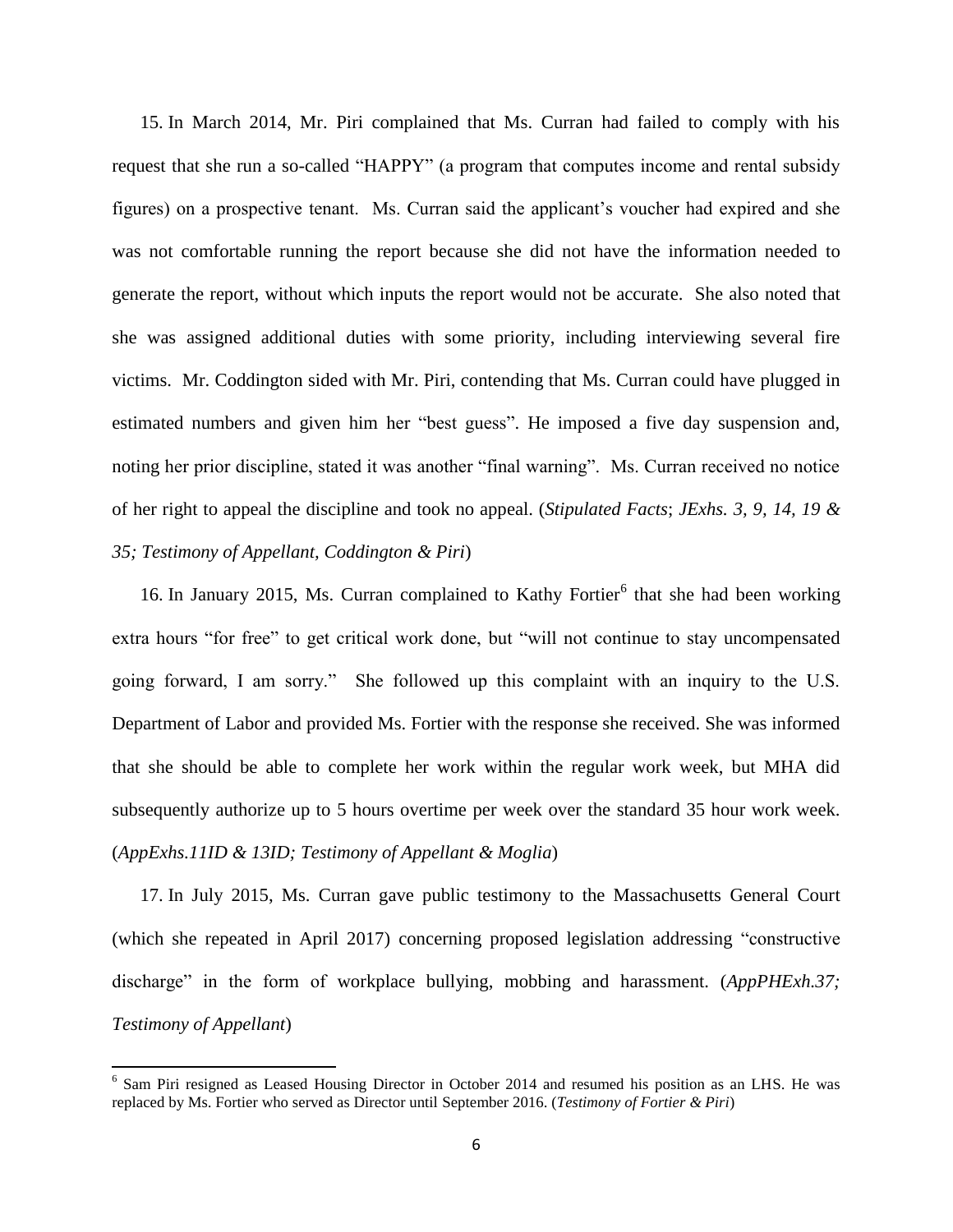15. In March 2014, Mr. Piri complained that Ms. Curran had failed to comply with his request that she run a so-called "HAPPY" (a program that computes income and rental subsidy figures) on a prospective tenant. Ms. Curran said the applicant's voucher had expired and she was not comfortable running the report because she did not have the information needed to generate the report, without which inputs the report would not be accurate. She also noted that she was assigned additional duties with some priority, including interviewing several fire victims. Mr. Coddington sided with Mr. Piri, contending that Ms. Curran could have plugged in estimated numbers and given him her "best guess". He imposed a five day suspension and, noting her prior discipline, stated it was another "final warning". Ms. Curran received no notice of her right to appeal the discipline and took no appeal. (*Stipulated Facts*; *JExhs. 3, 9, 14, 19 & 35; Testimony of Appellant, Coddington & Piri*)

16. In January 2015, Ms. Curran complained to Kathy Fortier[6] that she had been working extra hours "for free" to get critical work done, but "will not continue to stay uncompensated going forward, I am sorry." She followed up this complaint with an inquiry to the U.S. Department of Labor and provided Ms. Fortier with the response she received. She was informed that she should be able to complete her work within the regular work week, but MHA did subsequently authorize up to 5 hours overtime per week over the standard 35 hour work week. (*AppExhs.11ID & 13ID; Testimony of Appellant & Moglia*)

17. In July 2015, Ms. Curran gave public testimony to the Massachusetts General Court (which she repeated in April 2017) concerning proposed legislation addressing "constructive discharge" in the form of workplace bullying, mobbing and harassment. (*AppPHExh.37; Testimony of Appellant*)

[6] Sam Piri resigned as Leased Housing Director in October 2014 and resumed his position as an LHS. He was replaced by Ms. Fortier who served as Director until September 2016. (*Testimony of Fortier & Piri*)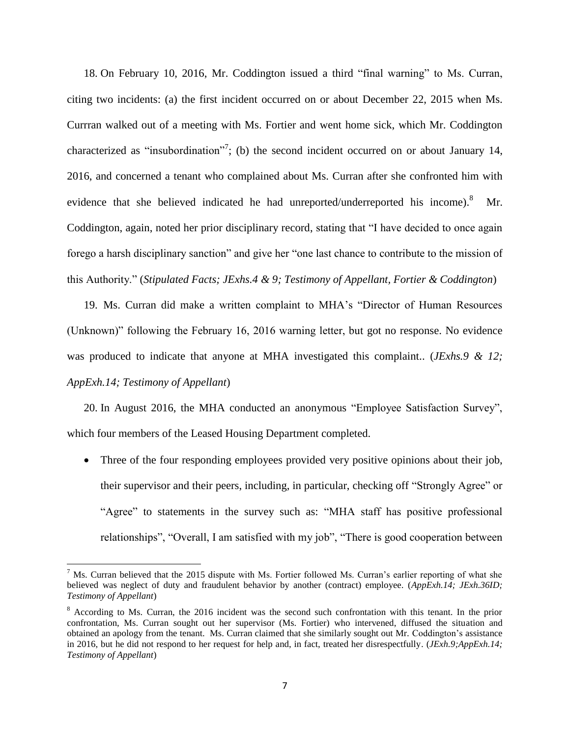18. On February 10, 2016, Mr. Coddington issued a third "final warning" to Ms. Curran, citing two incidents: (a) the first incident occurred on or about December 22, 2015 when Ms. Currran walked out of a meeting with Ms. Fortier and went home sick, which Mr. Coddington characterized as "insubordination"[7]; (b) the second incident occurred on or about January 14, 2016, and concerned a tenant who complained about Ms. Curran after she confronted him with evidence that she believed indicated he had unreported/underreported his income).[8] Mr. Coddington, again, noted her prior disciplinary record, stating that "I have decided to once again forego a harsh disciplinary sanction" and give her "one last chance to contribute to the mission of this Authority." (*Stipulated Facts; JExhs.4 & 9; Testimony of Appellant, Fortier & Coddington*)

19. Ms. Curran did make a written complaint to MHA's "Director of Human Resources (Unknown)" following the February 16, 2016 warning letter, but got no response. No evidence was produced to indicate that anyone at MHA investigated this complaint.. (*JExhs.9 & 12; AppExh.14; Testimony of Appellant*)

20. In August 2016, the MHA conducted an anonymous "Employee Satisfaction Survey", which four members of the Leased Housing Department completed.

- Three of the four responding employees provided very positive opinions about their job, their supervisor and their peers, including, in particular, checking off "Strongly Agree" or "Agree" to statements in the survey such as: "MHA staff has positive professional relationships", "Overall, I am satisfied with my job", "There is good cooperation between

---

[7] Ms. Curran believed that the 2015 dispute with Ms. Fortier followed Ms. Curran's earlier reporting of what she believed was neglect of duty and fraudulent behavior by another (contract) employee. (*AppExh.14; JExh.36ID; Testimony of Appellant*)

[8] According to Ms. Curran, the 2016 incident was the second such confrontation with this tenant. In the prior confrontation, Ms. Curran sought out her supervisor (Ms. Fortier) who intervened, diffused the situation and obtained an apology from the tenant. Ms. Curran claimed that she similarly sought out Mr. Coddington's assistance in 2016, but he did not respond to her request for help and, in fact, treated her disrespectfully. (*JExh.9;AppExh.14; Testimony of Appellant*)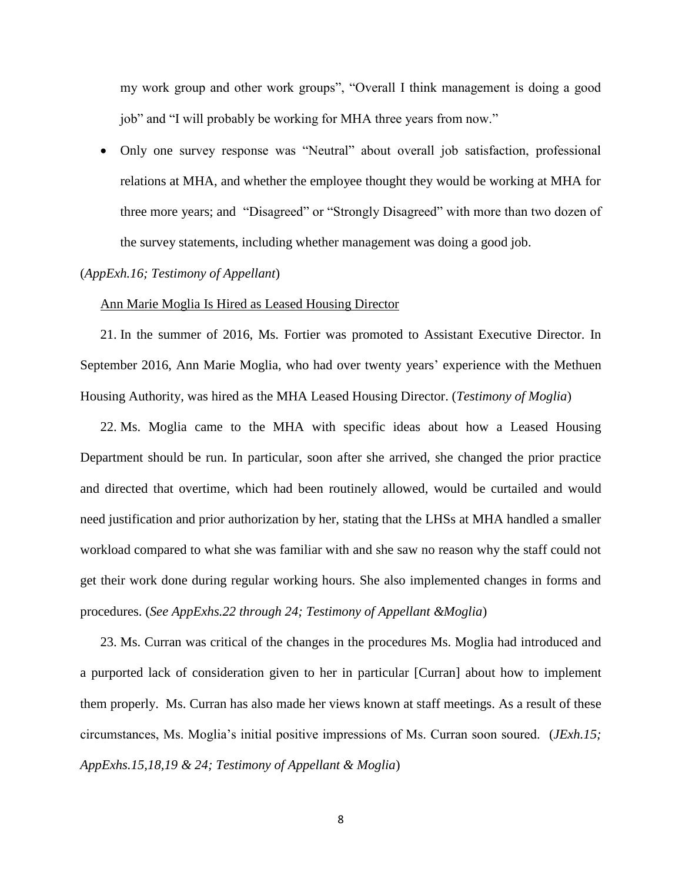my work group and other work groups", "Overall I think management is doing a good job" and "I will probably be working for MHA three years from now."

- Only one survey response was "Neutral" about overall job satisfaction, professional relations at MHA, and whether the employee thought they would be working at MHA for three more years; and "Disagreed" or "Strongly Disagreed" with more than two dozen of the survey statements, including whether management was doing a good job.

(*AppExh.16; Testimony of Appellant*)

Ann Marie Moglia Is Hired as Leased Housing Director

21. In the summer of 2016, Ms. Fortier was promoted to Assistant Executive Director. In September 2016, Ann Marie Moglia, who had over twenty years' experience with the Methuen Housing Authority, was hired as the MHA Leased Housing Director. (*Testimony of Moglia*)

22. Ms. Moglia came to the MHA with specific ideas about how a Leased Housing Department should be run. In particular, soon after she arrived, she changed the prior practice and directed that overtime, which had been routinely allowed, would be curtailed and would need justification and prior authorization by her, stating that the LHSs at MHA handled a smaller workload compared to what she was familiar with and she saw no reason why the staff could not get their work done during regular working hours. She also implemented changes in forms and procedures. (*See AppExhs.22 through 24; Testimony of Appellant &Moglia*)

23. Ms. Curran was critical of the changes in the procedures Ms. Moglia had introduced and a purported lack of consideration given to her in particular [Curran] about how to implement them properly. Ms. Curran has also made her views known at staff meetings. As a result of these circumstances, Ms. Moglia's initial positive impressions of Ms. Curran soon soured. (*JExh.15; AppExhs.15,18,19 & 24; Testimony of Appellant & Moglia*)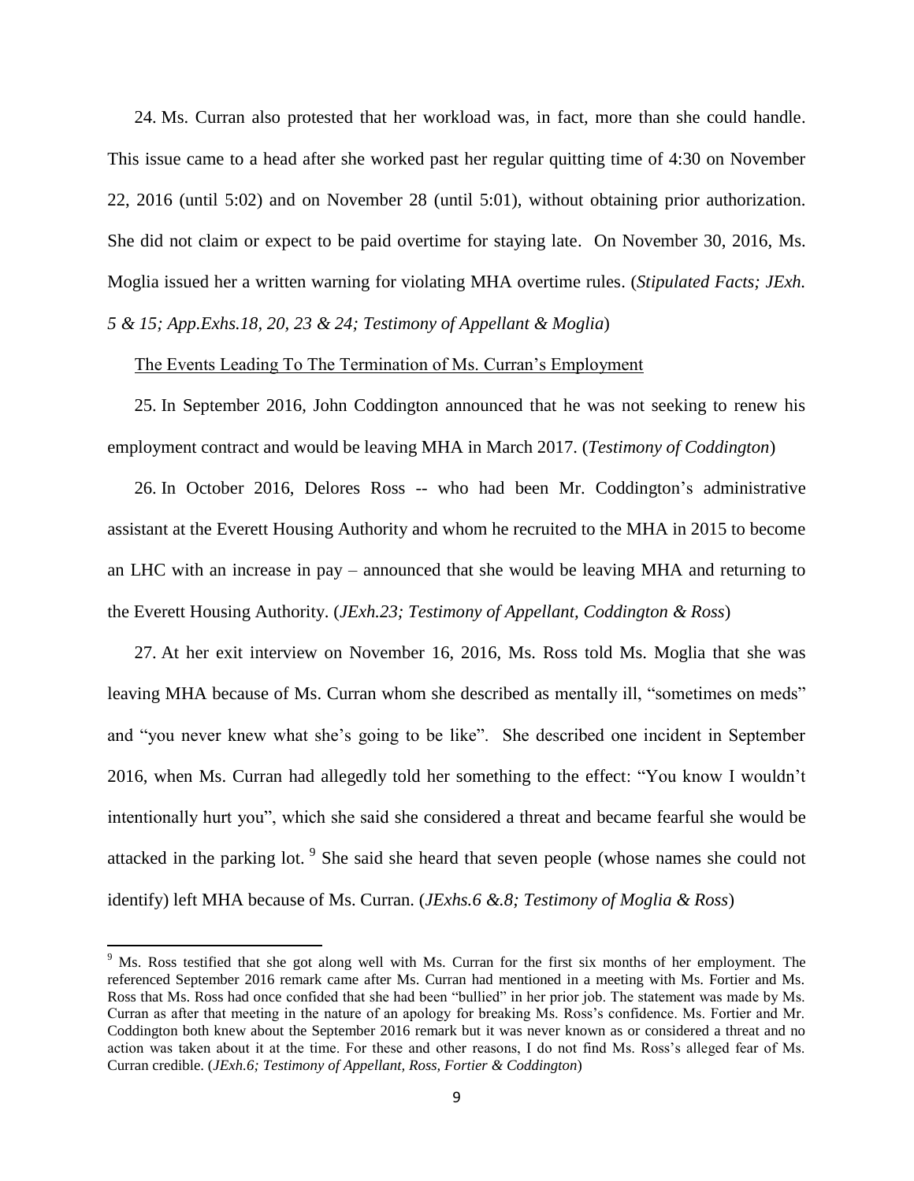24. Ms. Curran also protested that her workload was, in fact, more than she could handle. This issue came to a head after she worked past her regular quitting time of 4:30 on November 22, 2016 (until 5:02) and on November 28 (until 5:01), without obtaining prior authorization. She did not claim or expect to be paid overtime for staying late. On November 30, 2016, Ms. Moglia issued her a written warning for violating MHA overtime rules. (*Stipulated Facts; JExh. 5 & 15; App.Exhs.18, 20, 23 & 24; Testimony of Appellant & Moglia*)

<u>The Events Leading To The Termination of Ms. Curran's Employment</u>

25. In September 2016, John Coddington announced that he was not seeking to renew his employment contract and would be leaving MHA in March 2017. (*Testimony of Coddington*)

26. In October 2016, Delores Ross -- who had been Mr. Coddington's administrative assistant at the Everett Housing Authority and whom he recruited to the MHA in 2015 to become an LHC with an increase in pay – announced that she would be leaving MHA and returning to the Everett Housing Authority. (*JExh.23; Testimony of Appellant, Coddington & Ross*)

27. At her exit interview on November 16, 2016, Ms. Ross told Ms. Moglia that she was leaving MHA because of Ms. Curran whom she described as mentally ill, "sometimes on meds" and "you never knew what she's going to be like". She described one incident in September 2016, when Ms. Curran had allegedly told her something to the effect: "You know I wouldn't intentionally hurt you", which she said she considered a threat and became fearful she would be attacked in the parking lot. [9] She said she heard that seven people (whose names she could not identify) left MHA because of Ms. Curran. (*JExhs.6 &.8; Testimony of Moglia & Ross*)

---

[9] Ms. Ross testified that she got along well with Ms. Curran for the first six months of her employment. The referenced September 2016 remark came after Ms. Curran had mentioned in a meeting with Ms. Fortier and Ms. Ross that Ms. Ross had once confided that she had been "bullied" in her prior job. The statement was made by Ms. Curran as after that meeting in the nature of an apology for breaking Ms. Ross's confidence. Ms. Fortier and Mr. Coddington both knew about the September 2016 remark but it was never known as or considered a threat and no action was taken about it at the time. For these and other reasons, I do not find Ms. Ross's alleged fear of Ms. Curran credible. (*JExh.6; Testimony of Appellant, Ross, Fortier & Coddington*)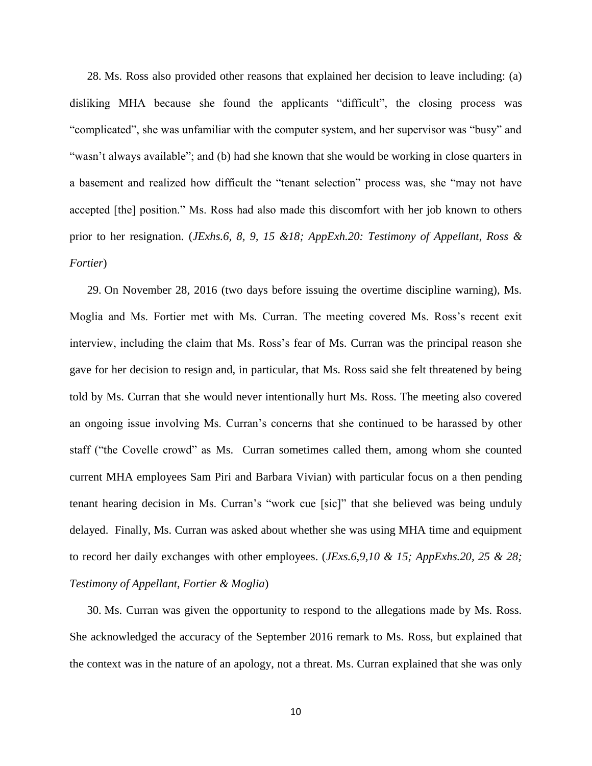28. Ms. Ross also provided other reasons that explained her decision to leave including: (a) disliking MHA because she found the applicants "difficult", the closing process was "complicated", she was unfamiliar with the computer system, and her supervisor was "busy" and "wasn't always available"; and (b) had she known that she would be working in close quarters in a basement and realized how difficult the "tenant selection" process was, she "may not have accepted [the] position." Ms. Ross had also made this discomfort with her job known to others prior to her resignation. (*JExhs.6, 8, 9, 15 &18; AppExh.20: Testimony of Appellant, Ross & Fortier*)

29. On November 28, 2016 (two days before issuing the overtime discipline warning), Ms. Moglia and Ms. Fortier met with Ms. Curran. The meeting covered Ms. Ross's recent exit interview, including the claim that Ms. Ross's fear of Ms. Curran was the principal reason she gave for her decision to resign and, in particular, that Ms. Ross said she felt threatened by being told by Ms. Curran that she would never intentionally hurt Ms. Ross. The meeting also covered an ongoing issue involving Ms. Curran's concerns that she continued to be harassed by other staff ("the Covelle crowd" as Ms. Curran sometimes called them, among whom she counted current MHA employees Sam Piri and Barbara Vivian) with particular focus on a then pending tenant hearing decision in Ms. Curran's "work cue [sic]" that she believed was being unduly delayed. Finally, Ms. Curran was asked about whether she was using MHA time and equipment to record her daily exchanges with other employees. (*JExs.6,9,10 & 15; AppExhs.20, 25 & 28; Testimony of Appellant, Fortier & Moglia*)

30. Ms. Curran was given the opportunity to respond to the allegations made by Ms. Ross. She acknowledged the accuracy of the September 2016 remark to Ms. Ross, but explained that the context was in the nature of an apology, not a threat. Ms. Curran explained that she was only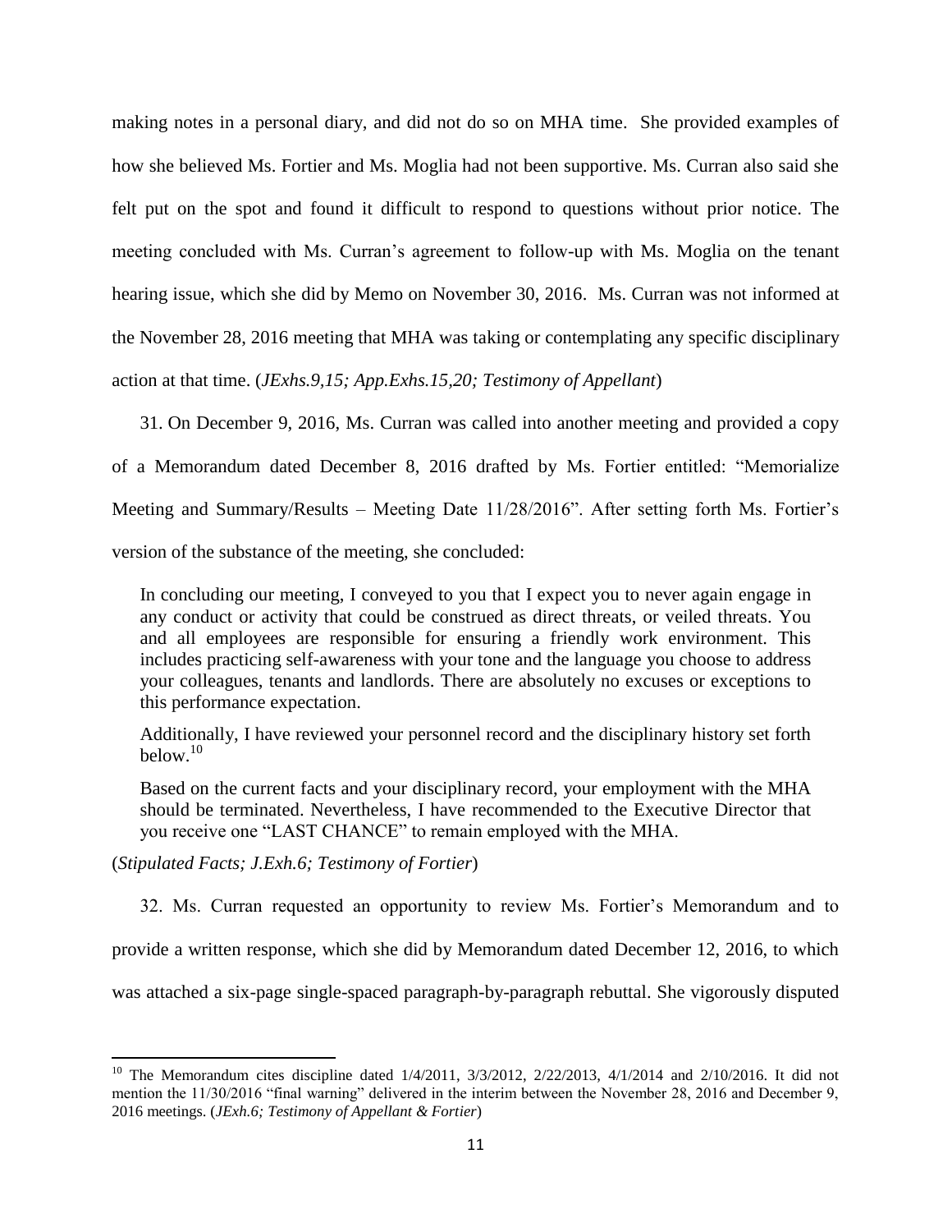making notes in a personal diary, and did not do so on MHA time. She provided examples of how she believed Ms. Fortier and Ms. Moglia had not been supportive. Ms. Curran also said she felt put on the spot and found it difficult to respond to questions without prior notice. The meeting concluded with Ms. Curran's agreement to follow-up with Ms. Moglia on the tenant hearing issue, which she did by Memo on November 30, 2016. Ms. Curran was not informed at the November 28, 2016 meeting that MHA was taking or contemplating any specific disciplinary action at that time. (*JExhs.9,15; App.Exhs.15,20; Testimony of Appellant*)

31. On December 9, 2016, Ms. Curran was called into another meeting and provided a copy of a Memorandum dated December 8, 2016 drafted by Ms. Fortier entitled: "Memorialize Meeting and Summary/Results – Meeting Date 11/28/2016". After setting forth Ms. Fortier's version of the substance of the meeting, she concluded:

> In concluding our meeting, I conveyed to you that I expect you to never again engage in any conduct or activity that could be construed as direct threats, or veiled threats. You and all employees are responsible for ensuring a friendly work environment. This includes practicing self-awareness with your tone and the language you choose to address your colleagues, tenants and landlords. There are absolutely no excuses or exceptions to this performance expectation.
>
> Additionally, I have reviewed your personnel record and the disciplinary history set forth below.[10]
>
> Based on the current facts and your disciplinary record, your employment with the MHA should be terminated. Nevertheless, I have recommended to the Executive Director that you receive one "LAST CHANCE" to remain employed with the MHA.

(*Stipulated Facts; J.Exh.6; Testimony of Fortier*)

32. Ms. Curran requested an opportunity to review Ms. Fortier's Memorandum and to provide a written response, which she did by Memorandum dated December 12, 2016, to which was attached a six-page single-spaced paragraph-by-paragraph rebuttal. She vigorously disputed

---

[10] The Memorandum cites discipline dated 1/4/2011, 3/3/2012, 2/22/2013, 4/1/2014 and 2/10/2016. It did not mention the 11/30/2016 "final warning" delivered in the interim between the November 28, 2016 and December 9, 2016 meetings. (*JExh.6; Testimony of Appellant & Fortier*)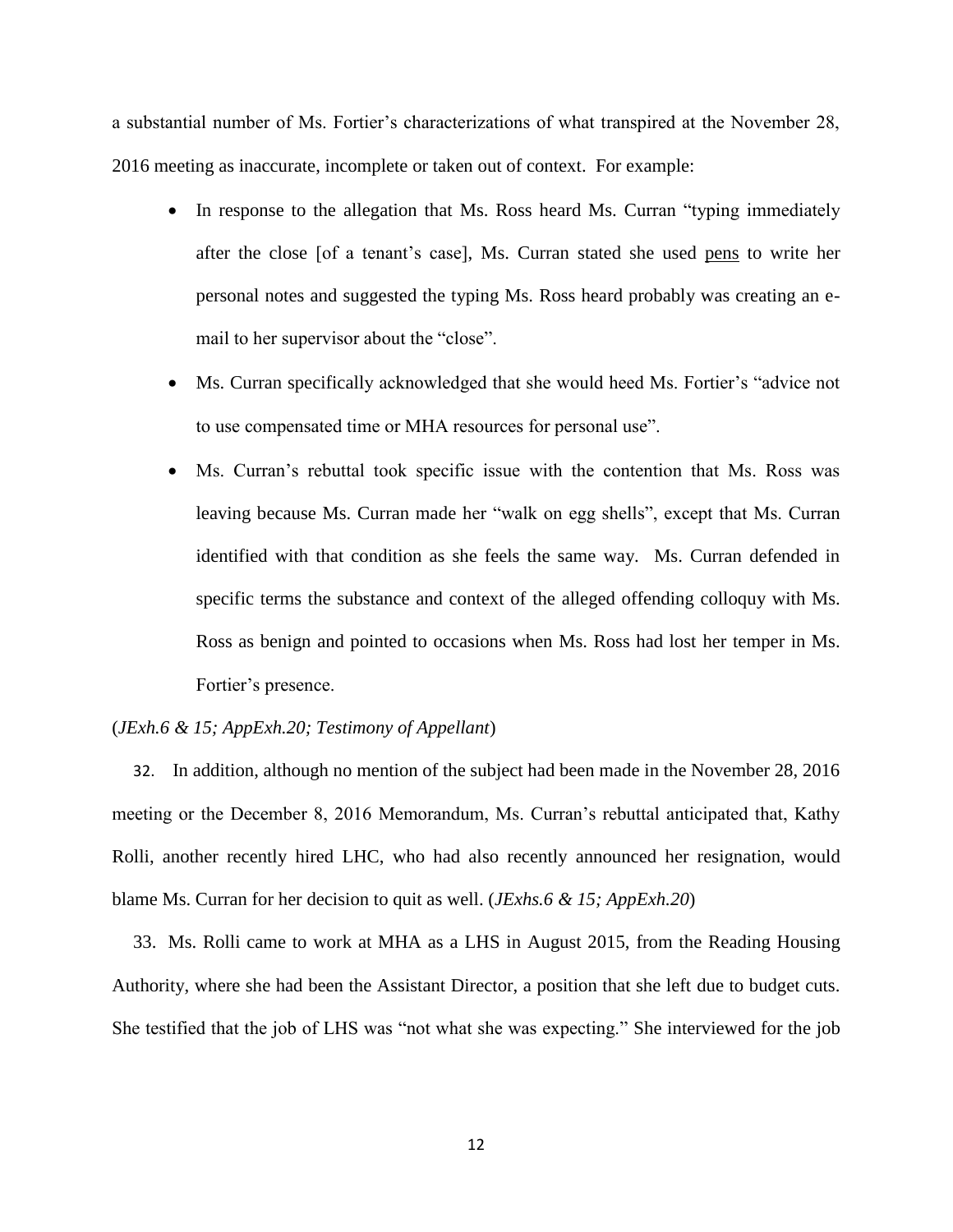a substantial number of Ms. Fortier's characterizations of what transpired at the November 28, 2016 meeting as inaccurate, incomplete or taken out of context. For example:

- In response to the allegation that Ms. Ross heard Ms. Curran "typing immediately after the close [of a tenant's case], Ms. Curran stated she used <u>pens</u> to write her personal notes and suggested the typing Ms. Ross heard probably was creating an e-mail to her supervisor about the "close".
- Ms. Curran specifically acknowledged that she would heed Ms. Fortier's "advice not to use compensated time or MHA resources for personal use".
- Ms. Curran's rebuttal took specific issue with the contention that Ms. Ross was leaving because Ms. Curran made her "walk on egg shells", except that Ms. Curran identified with that condition as she feels the same way. Ms. Curran defended in specific terms the substance and context of the alleged offending colloquy with Ms. Ross as benign and pointed to occasions when Ms. Ross had lost her temper in Ms. Fortier's presence.

(*JExh.6 & 15; AppExh.20; Testimony of Appellant*)

32. In addition, although no mention of the subject had been made in the November 28, 2016 meeting or the December 8, 2016 Memorandum, Ms. Curran's rebuttal anticipated that, Kathy Rolli, another recently hired LHC, who had also recently announced her resignation, would blame Ms. Curran for her decision to quit as well. (*JExhs.6 & 15; AppExh.20*)

33. Ms. Rolli came to work at MHA as a LHS in August 2015, from the Reading Housing Authority, where she had been the Assistant Director, a position that she left due to budget cuts. She testified that the job of LHS was "not what she was expecting." She interviewed for the job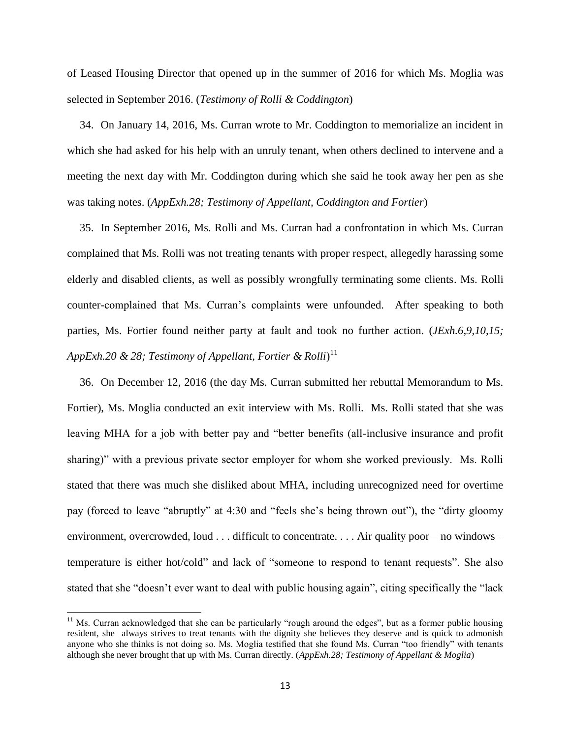of Leased Housing Director that opened up in the summer of 2016 for which Ms. Moglia was selected in September 2016. (*Testimony of Rolli & Coddington*)

34. On January 14, 2016, Ms. Curran wrote to Mr. Coddington to memorialize an incident in which she had asked for his help with an unruly tenant, when others declined to intervene and a meeting the next day with Mr. Coddington during which she said he took away her pen as she was taking notes. (*AppExh.28; Testimony of Appellant, Coddington and Fortier*)

35. In September 2016, Ms. Rolli and Ms. Curran had a confrontation in which Ms. Curran complained that Ms. Rolli was not treating tenants with proper respect, allegedly harassing some elderly and disabled clients, as well as possibly wrongfully terminating some clients. Ms. Rolli counter-complained that Ms. Curran's complaints were unfounded. After speaking to both parties, Ms. Fortier found neither party at fault and took no further action. (*JExh.6,9,10,15; AppExh.20 & 28; Testimony of Appellant, Fortier & Rolli*)[11]

36. On December 12, 2016 (the day Ms. Curran submitted her rebuttal Memorandum to Ms. Fortier), Ms. Moglia conducted an exit interview with Ms. Rolli. Ms. Rolli stated that she was leaving MHA for a job with better pay and "better benefits (all-inclusive insurance and profit sharing)" with a previous private sector employer for whom she worked previously. Ms. Rolli stated that there was much she disliked about MHA, including unrecognized need for overtime pay (forced to leave "abruptly" at 4:30 and "feels she's being thrown out"), the "dirty gloomy environment, overcrowded, loud . . . difficult to concentrate. . . . Air quality poor – no windows – temperature is either hot/cold" and lack of "someone to respond to tenant requests". She also stated that she "doesn't ever want to deal with public housing again", citing specifically the "lack

[11] Ms. Curran acknowledged that she can be particularly "rough around the edges", but as a former public housing resident, she always strives to treat tenants with the dignity she believes they deserve and is quick to admonish anyone who she thinks is not doing so. Ms. Moglia testified that she found Ms. Curran "too friendly" with tenants although she never brought that up with Ms. Curran directly. (*AppExh.28; Testimony of Appellant & Moglia*)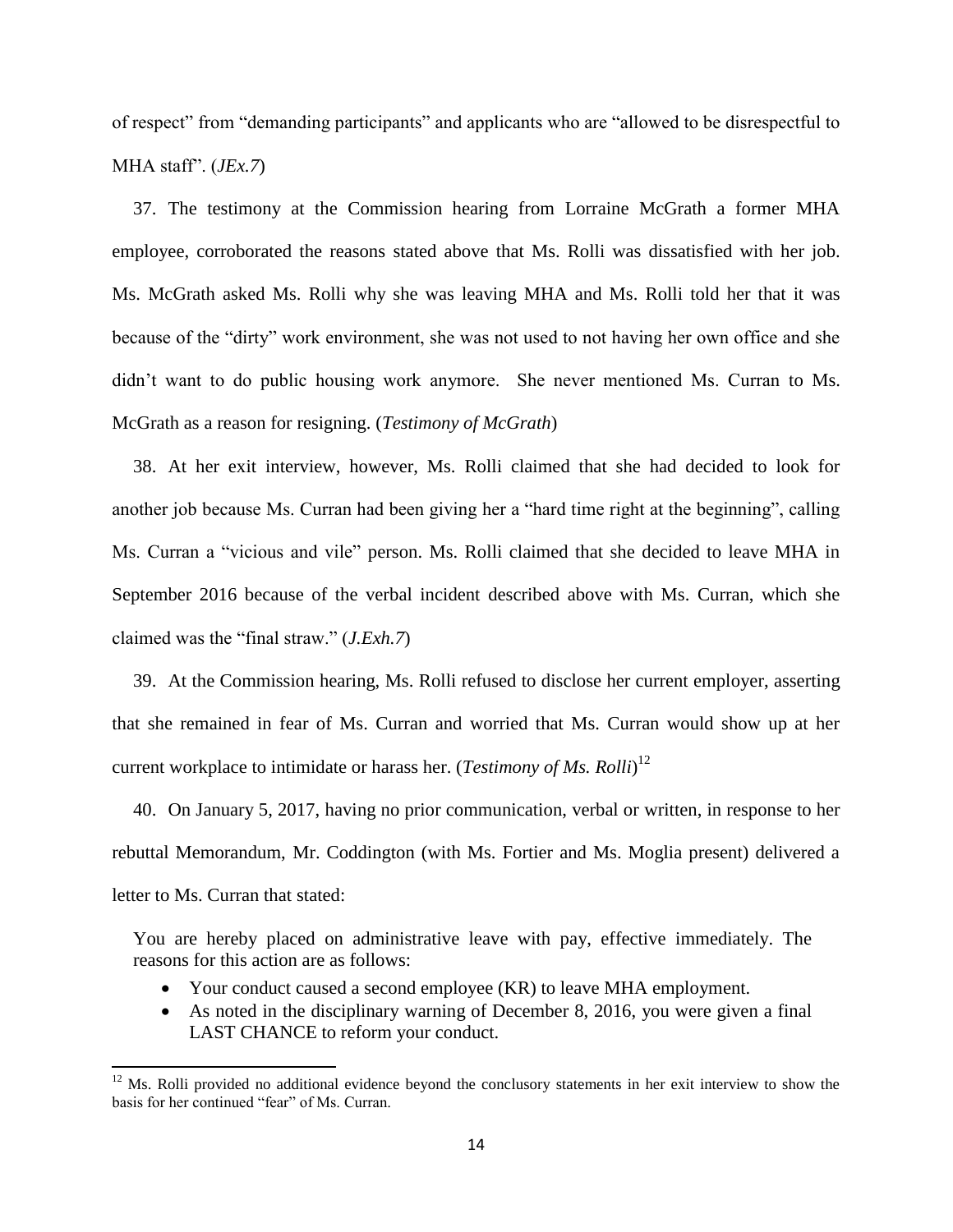of respect" from "demanding participants" and applicants who are "allowed to be disrespectful to MHA staff". (*JEx.7*)

37. The testimony at the Commission hearing from Lorraine McGrath a former MHA employee, corroborated the reasons stated above that Ms. Rolli was dissatisfied with her job. Ms. McGrath asked Ms. Rolli why she was leaving MHA and Ms. Rolli told her that it was because of the "dirty" work environment, she was not used to not having her own office and she didn't want to do public housing work anymore. She never mentioned Ms. Curran to Ms. McGrath as a reason for resigning. (*Testimony of McGrath*)

38. At her exit interview, however, Ms. Rolli claimed that she had decided to look for another job because Ms. Curran had been giving her a "hard time right at the beginning", calling Ms. Curran a "vicious and vile" person. Ms. Rolli claimed that she decided to leave MHA in September 2016 because of the verbal incident described above with Ms. Curran, which she claimed was the "final straw." (*J.Exh.7*)

39. At the Commission hearing, Ms. Rolli refused to disclose her current employer, asserting that she remained in fear of Ms. Curran and worried that Ms. Curran would show up at her current workplace to intimidate or harass her. (*Testimony of Ms. Rolli*)[12]

40. On January 5, 2017, having no prior communication, verbal or written, in response to her rebuttal Memorandum, Mr. Coddington (with Ms. Fortier and Ms. Moglia present) delivered a letter to Ms. Curran that stated:

> You are hereby placed on administrative leave with pay, effective immediately. The reasons for this action are as follows:
>
> - Your conduct caused a second employee (KR) to leave MHA employment.
> - As noted in the disciplinary warning of December 8, 2016, you were given a final LAST CHANCE to reform your conduct.

[12] Ms. Rolli provided no additional evidence beyond the conclusory statements in her exit interview to show the basis for her continued "fear" of Ms. Curran.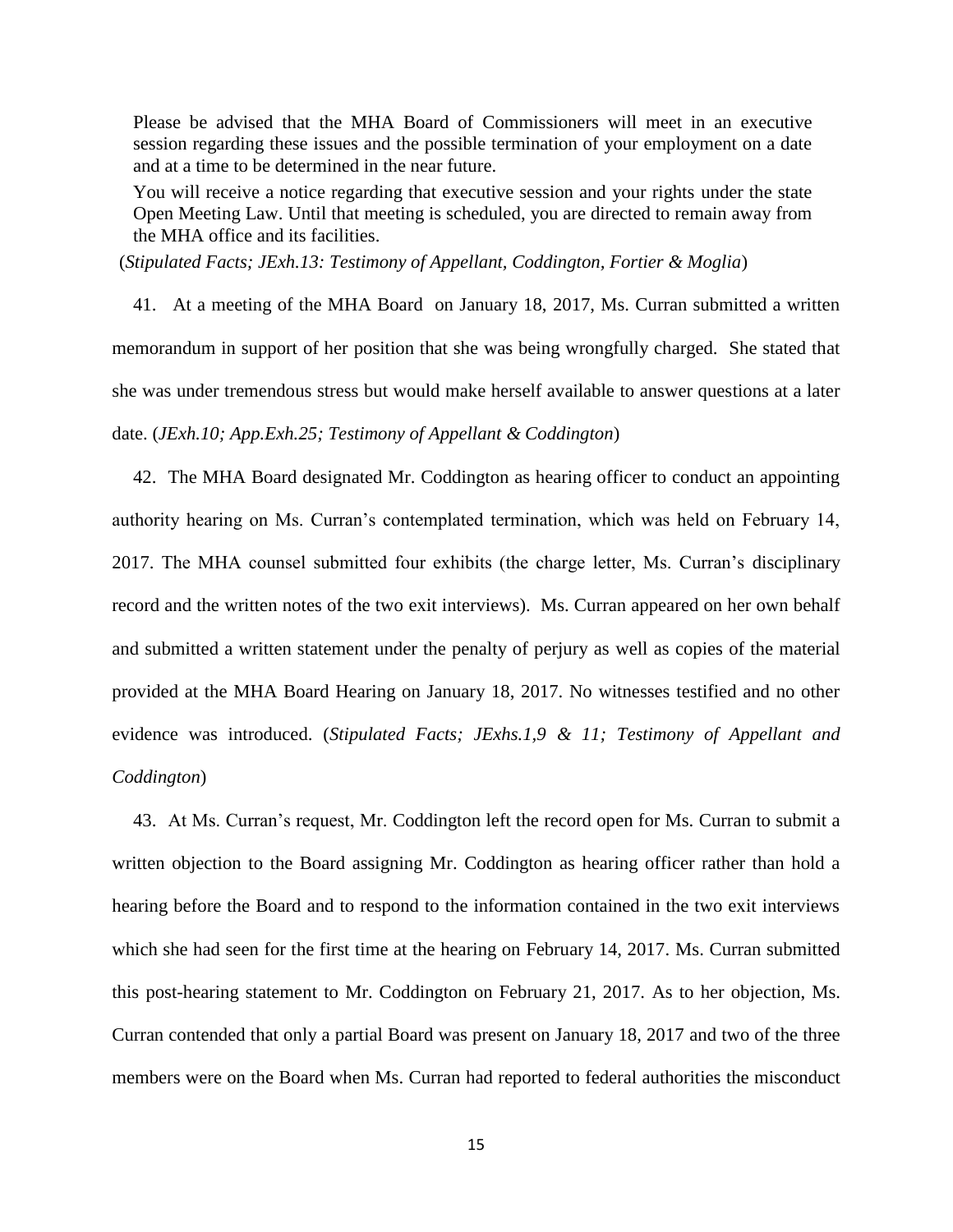> Please be advised that the MHA Board of Commissioners will meet in an executive session regarding these issues and the possible termination of your employment on a date and at a time to be determined in the near future.
>
> You will receive a notice regarding that executive session and your rights under the state Open Meeting Law. Until that meeting is scheduled, you are directed to remain away from the MHA office and its facilities.

(*Stipulated Facts; JExh.13: Testimony of Appellant, Coddington, Fortier & Moglia*)

41. At a meeting of the MHA Board on January 18, 2017, Ms. Curran submitted a written memorandum in support of her position that she was being wrongfully charged. She stated that she was under tremendous stress but would make herself available to answer questions at a later date. (*JExh.10; App.Exh.25; Testimony of Appellant & Coddington*)

42. The MHA Board designated Mr. Coddington as hearing officer to conduct an appointing authority hearing on Ms. Curran's contemplated termination, which was held on February 14, 2017. The MHA counsel submitted four exhibits (the charge letter, Ms. Curran's disciplinary record and the written notes of the two exit interviews). Ms. Curran appeared on her own behalf and submitted a written statement under the penalty of perjury as well as copies of the material provided at the MHA Board Hearing on January 18, 2017. No witnesses testified and no other evidence was introduced. (*Stipulated Facts; JExhs.1,9 & 11; Testimony of Appellant and Coddington*)

43. At Ms. Curran's request, Mr. Coddington left the record open for Ms. Curran to submit a written objection to the Board assigning Mr. Coddington as hearing officer rather than hold a hearing before the Board and to respond to the information contained in the two exit interviews which she had seen for the first time at the hearing on February 14, 2017. Ms. Curran submitted this post-hearing statement to Mr. Coddington on February 21, 2017. As to her objection, Ms. Curran contended that only a partial Board was present on January 18, 2017 and two of the three members were on the Board when Ms. Curran had reported to federal authorities the misconduct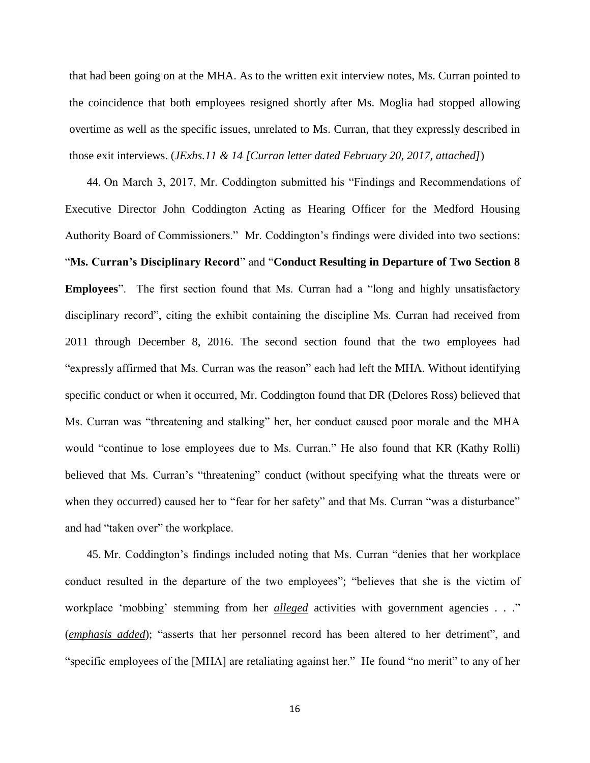that had been going on at the MHA. As to the written exit interview notes, Ms. Curran pointed to the coincidence that both employees resigned shortly after Ms. Moglia had stopped allowing overtime as well as the specific issues, unrelated to Ms. Curran, that they expressly described in those exit interviews. (*JExhs.11 & 14 [Curran letter dated February 20, 2017, attached]*)

44. On March 3, 2017, Mr. Coddington submitted his "Findings and Recommendations of Executive Director John Coddington Acting as Hearing Officer for the Medford Housing Authority Board of Commissioners." Mr. Coddington's findings were divided into two sections: "**Ms. Curran's Disciplinary Record**" and "**Conduct Resulting in Departure of Two Section 8 Employees**". The first section found that Ms. Curran had a "long and highly unsatisfactory disciplinary record", citing the exhibit containing the discipline Ms. Curran had received from 2011 through December 8, 2016. The second section found that the two employees had "expressly affirmed that Ms. Curran was the reason" each had left the MHA. Without identifying specific conduct or when it occurred, Mr. Coddington found that DR (Delores Ross) believed that Ms. Curran was "threatening and stalking" her, her conduct caused poor morale and the MHA would "continue to lose employees due to Ms. Curran." He also found that KR (Kathy Rolli) believed that Ms. Curran's "threatening" conduct (without specifying what the threats were or when they occurred) caused her to "fear for her safety" and that Ms. Curran "was a disturbance" and had "taken over" the workplace.

45. Mr. Coddington's findings included noting that Ms. Curran "denies that her workplace conduct resulted in the departure of the two employees"; "believes that she is the victim of workplace 'mobbing' stemming from her ***alleged*** activities with government agencies . . ." (***emphasis added***); "asserts that her personnel record has been altered to her detriment", and "specific employees of the [MHA] are retaliating against her." He found "no merit" to any of her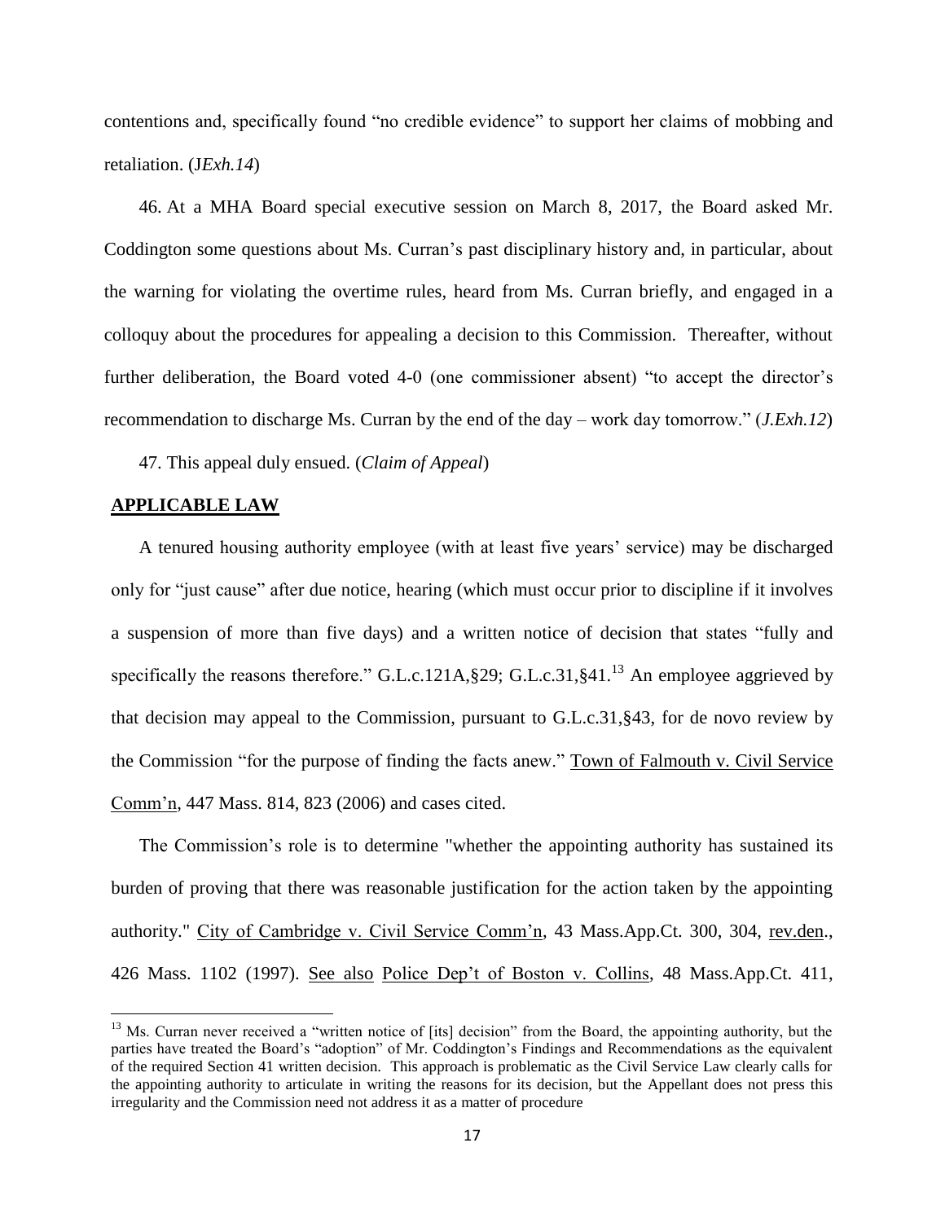contentions and, specifically found "no credible evidence" to support her claims of mobbing and retaliation. (J*Exh.14*)

46. At a MHA Board special executive session on March 8, 2017, the Board asked Mr. Coddington some questions about Ms. Curran's past disciplinary history and, in particular, about the warning for violating the overtime rules, heard from Ms. Curran briefly, and engaged in a colloquy about the procedures for appealing a decision to this Commission. Thereafter, without further deliberation, the Board voted 4-0 (one commissioner absent) "to accept the director's recommendation to discharge Ms. Curran by the end of the day – work day tomorrow." (*J.Exh.12*)

47. This appeal duly ensued. (*Claim of Appeal*)

## APPLICABLE LAW

A tenured housing authority employee (with at least five years' service) may be discharged only for "just cause" after due notice, hearing (which must occur prior to discipline if it involves a suspension of more than five days) and a written notice of decision that states "fully and specifically the reasons therefore." G.L.c.121A,§29; G.L.c.31,§41.[13] An employee aggrieved by that decision may appeal to the Commission, pursuant to G.L.c.31,§43, for de novo review by the Commission "for the purpose of finding the facts anew." Town of Falmouth v. Civil Service Comm'n, 447 Mass. 814, 823 (2006) and cases cited.

The Commission's role is to determine "whether the appointing authority has sustained its burden of proving that there was reasonable justification for the action taken by the appointing authority." City of Cambridge v. Civil Service Comm'n, 43 Mass.App.Ct. 300, 304, rev.den., 426 Mass. 1102 (1997). See also Police Dep't of Boston v. Collins, 48 Mass.App.Ct. 411,

---

[13] Ms. Curran never received a "written notice of [its] decision" from the Board, the appointing authority, but the parties have treated the Board's "adoption" of Mr. Coddington's Findings and Recommendations as the equivalent of the required Section 41 written decision. This approach is problematic as the Civil Service Law clearly calls for the appointing authority to articulate in writing the reasons for its decision, but the Appellant does not press this irregularity and the Commission need not address it as a matter of procedure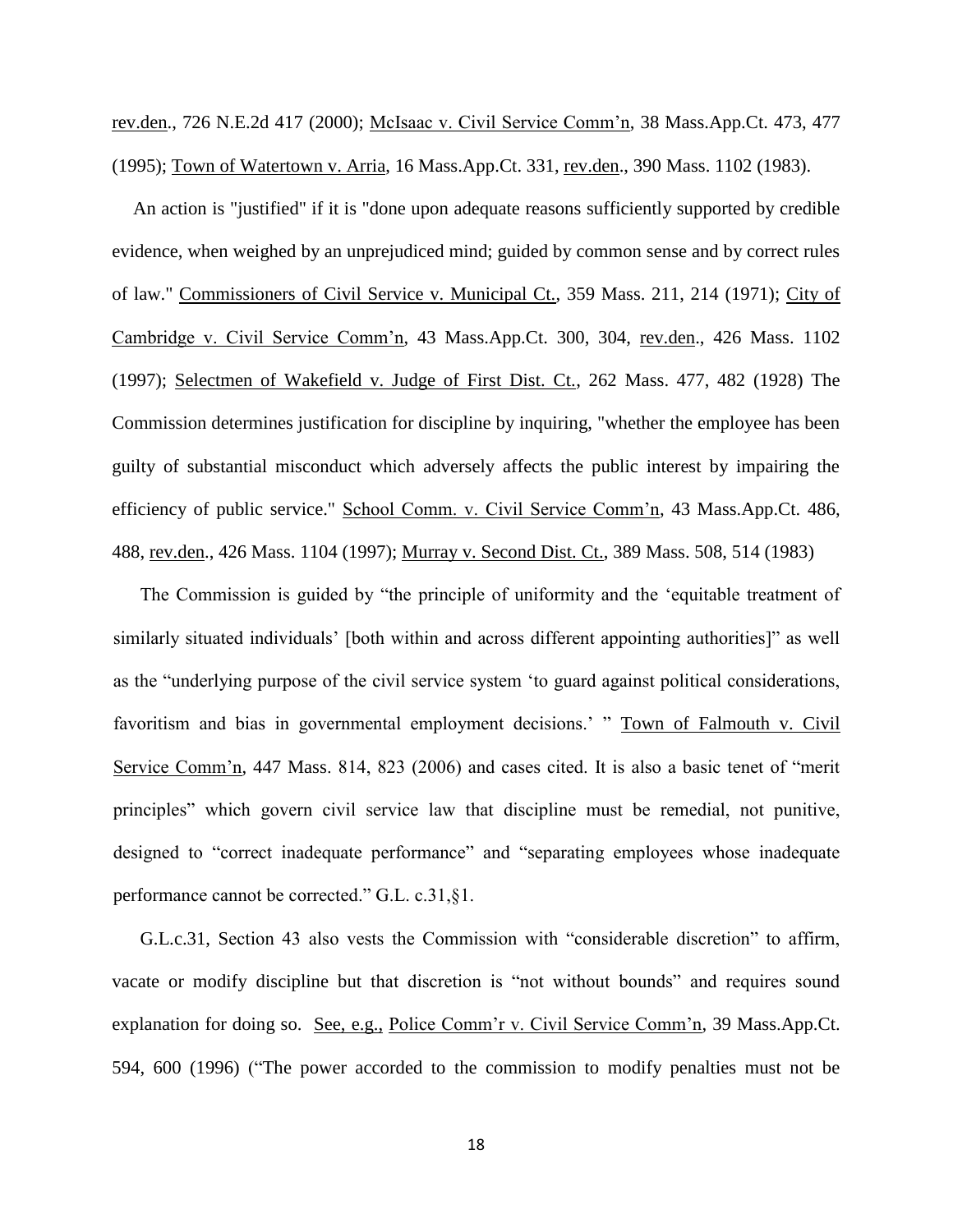rev.den., 726 N.E.2d 417 (2000); McIsaac v. Civil Service Comm'n, 38 Mass.App.Ct. 473, 477 (1995); Town of Watertown v. Arria, 16 Mass.App.Ct. 331, rev.den., 390 Mass. 1102 (1983).

An action is "justified" if it is "done upon adequate reasons sufficiently supported by credible evidence, when weighed by an unprejudiced mind; guided by common sense and by correct rules of law." Commissioners of Civil Service v. Municipal Ct., 359 Mass. 211, 214 (1971); City of Cambridge v. Civil Service Comm'n, 43 Mass.App.Ct. 300, 304, rev.den., 426 Mass. 1102 (1997); Selectmen of Wakefield v. Judge of First Dist. Ct., 262 Mass. 477, 482 (1928) The Commission determines justification for discipline by inquiring, "whether the employee has been guilty of substantial misconduct which adversely affects the public interest by impairing the efficiency of public service." School Comm. v. Civil Service Comm'n, 43 Mass.App.Ct. 486, 488, rev.den., 426 Mass. 1104 (1997); Murray v. Second Dist. Ct., 389 Mass. 508, 514 (1983)

The Commission is guided by "the principle of uniformity and the 'equitable treatment of similarly situated individuals' [both within and across different appointing authorities]" as well as the "underlying purpose of the civil service system 'to guard against political considerations, favoritism and bias in governmental employment decisions.' " Town of Falmouth v. Civil Service Comm'n, 447 Mass. 814, 823 (2006) and cases cited. It is also a basic tenet of "merit principles" which govern civil service law that discipline must be remedial, not punitive, designed to "correct inadequate performance" and "separating employees whose inadequate performance cannot be corrected." G.L. c.31,§1.

G.L.c.31, Section 43 also vests the Commission with "considerable discretion" to affirm, vacate or modify discipline but that discretion is "not without bounds" and requires sound explanation for doing so. See, e.g., Police Comm'r v. Civil Service Comm'n, 39 Mass.App.Ct. 594, 600 (1996) ("The power accorded to the commission to modify penalties must not be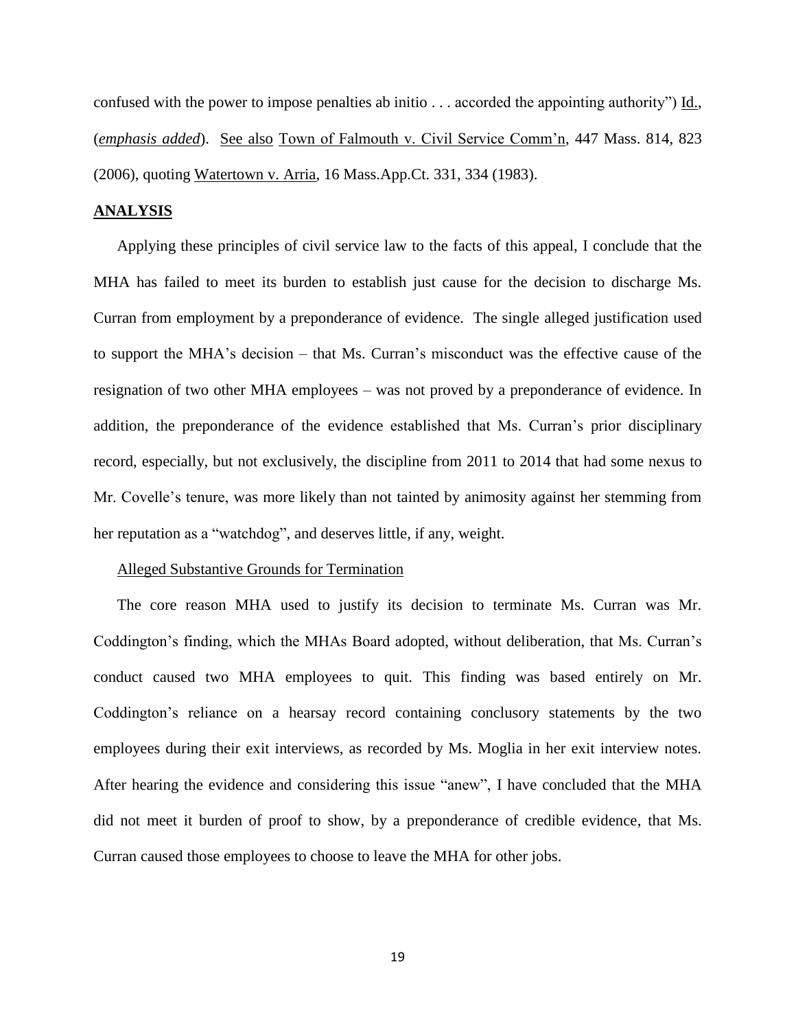confused with the power to impose penalties ab initio . . . accorded the appointing authority") Id., (*emphasis added*). See also Town of Falmouth v. Civil Service Comm'n, 447 Mass. 814, 823 (2006), quoting Watertown v. Arria, 16 Mass.App.Ct. 331, 334 (1983).

## ANALYSIS

Applying these principles of civil service law to the facts of this appeal, I conclude that the MHA has failed to meet its burden to establish just cause for the decision to discharge Ms. Curran from employment by a preponderance of evidence. The single alleged justification used to support the MHA's decision – that Ms. Curran's misconduct was the effective cause of the resignation of two other MHA employees – was not proved by a preponderance of evidence. In addition, the preponderance of the evidence established that Ms. Curran's prior disciplinary record, especially, but not exclusively, the discipline from 2011 to 2014 that had some nexus to Mr. Covelle's tenure, was more likely than not tainted by animosity against her stemming from her reputation as a "watchdog", and deserves little, if any, weight.

### Alleged Substantive Grounds for Termination

The core reason MHA used to justify its decision to terminate Ms. Curran was Mr. Coddington's finding, which the MHAs Board adopted, without deliberation, that Ms. Curran's conduct caused two MHA employees to quit. This finding was based entirely on Mr. Coddington's reliance on a hearsay record containing conclusory statements by the two employees during their exit interviews, as recorded by Ms. Moglia in her exit interview notes. After hearing the evidence and considering this issue "anew", I have concluded that the MHA did not meet it burden of proof to show, by a preponderance of credible evidence, that Ms. Curran caused those employees to choose to leave the MHA for other jobs.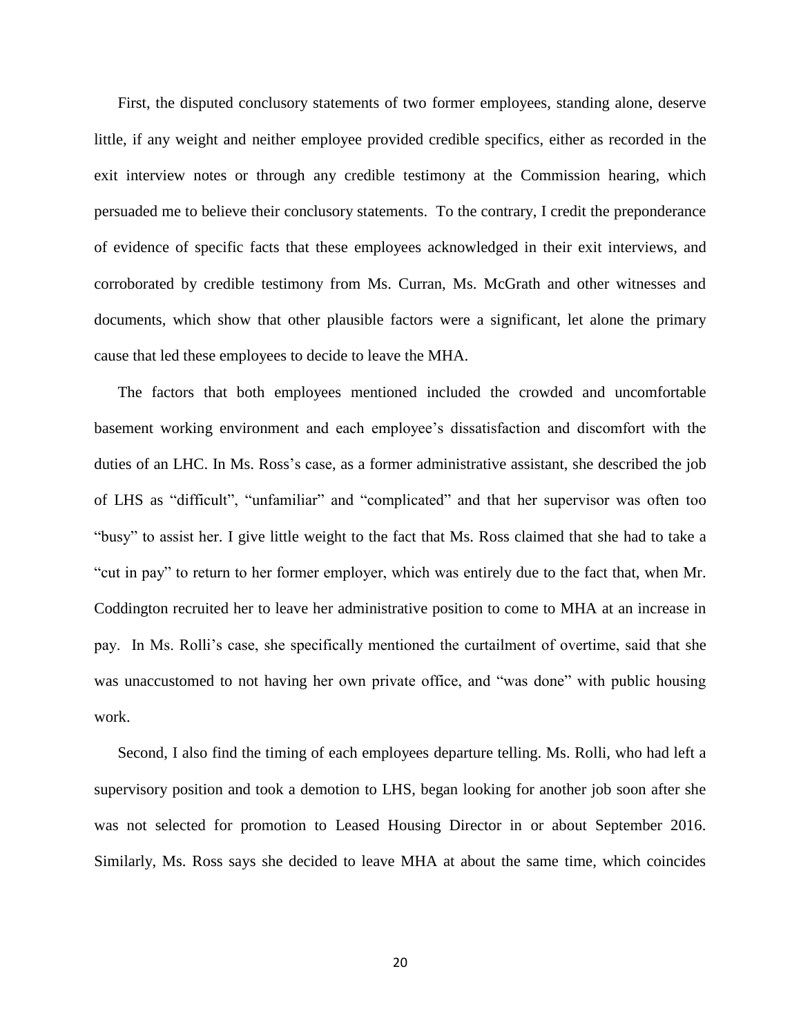First, the disputed conclusory statements of two former employees, standing alone, deserve little, if any weight and neither employee provided credible specifics, either as recorded in the exit interview notes or through any credible testimony at the Commission hearing, which persuaded me to believe their conclusory statements. To the contrary, I credit the preponderance of evidence of specific facts that these employees acknowledged in their exit interviews, and corroborated by credible testimony from Ms. Curran, Ms. McGrath and other witnesses and documents, which show that other plausible factors were a significant, let alone the primary cause that led these employees to decide to leave the MHA.

The factors that both employees mentioned included the crowded and uncomfortable basement working environment and each employee's dissatisfaction and discomfort with the duties of an LHC. In Ms. Ross's case, as a former administrative assistant, she described the job of LHS as "difficult", "unfamiliar" and "complicated" and that her supervisor was often too "busy" to assist her. I give little weight to the fact that Ms. Ross claimed that she had to take a "cut in pay" to return to her former employer, which was entirely due to the fact that, when Mr. Coddington recruited her to leave her administrative position to come to MHA at an increase in pay. In Ms. Rolli's case, she specifically mentioned the curtailment of overtime, said that she was unaccustomed to not having her own private office, and "was done" with public housing work.

Second, I also find the timing of each employees departure telling. Ms. Rolli, who had left a supervisory position and took a demotion to LHS, began looking for another job soon after she was not selected for promotion to Leased Housing Director in or about September 2016. Similarly, Ms. Ross says she decided to leave MHA at about the same time, which coincides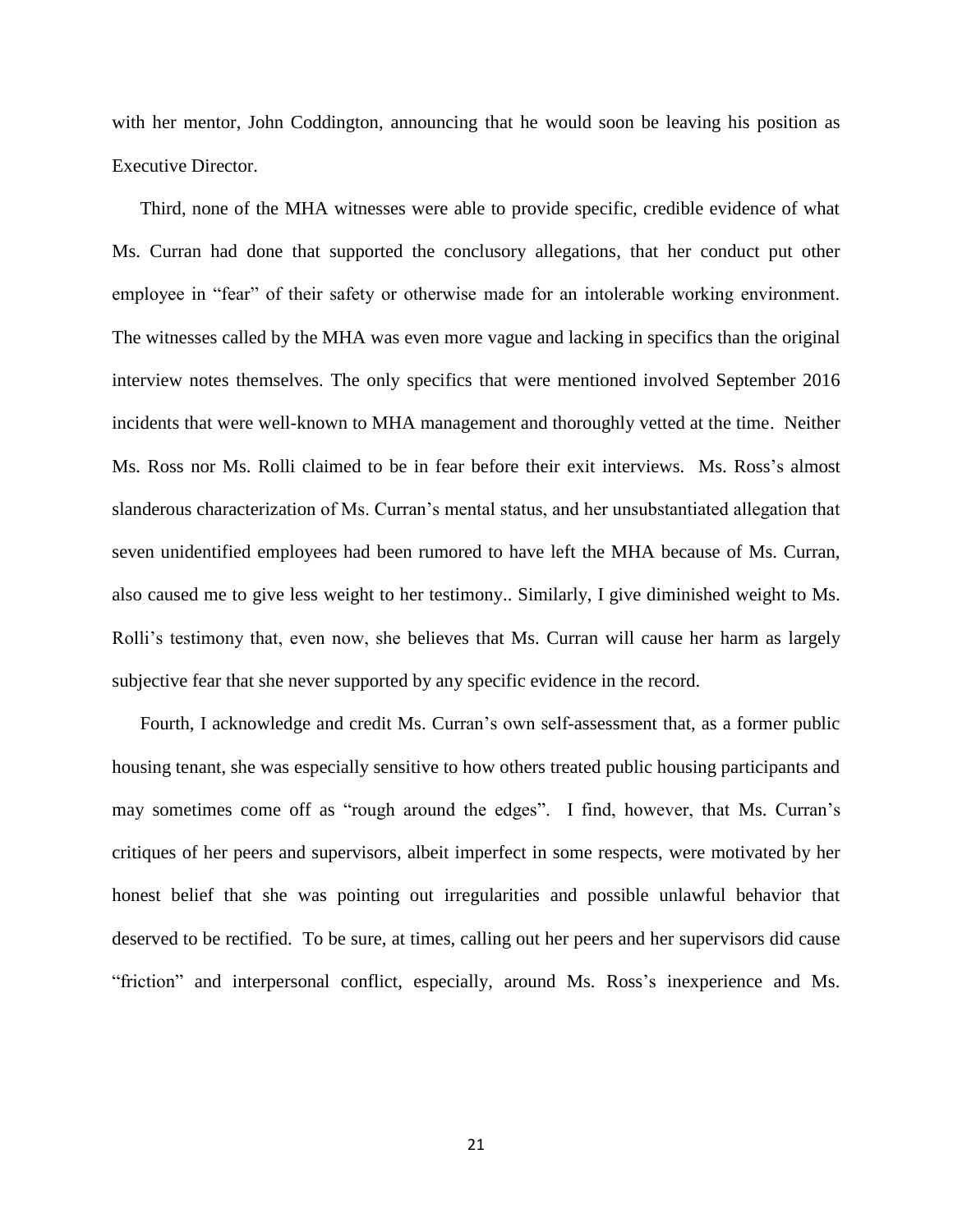with her mentor, John Coddington, announcing that he would soon be leaving his position as Executive Director.

Third, none of the MHA witnesses were able to provide specific, credible evidence of what Ms. Curran had done that supported the conclusory allegations, that her conduct put other employee in "fear" of their safety or otherwise made for an intolerable working environment. The witnesses called by the MHA was even more vague and lacking in specifics than the original interview notes themselves. The only specifics that were mentioned involved September 2016 incidents that were well-known to MHA management and thoroughly vetted at the time. Neither Ms. Ross nor Ms. Rolli claimed to be in fear before their exit interviews. Ms. Ross's almost slanderous characterization of Ms. Curran's mental status, and her unsubstantiated allegation that seven unidentified employees had been rumored to have left the MHA because of Ms. Curran, also caused me to give less weight to her testimony.. Similarly, I give diminished weight to Ms. Rolli's testimony that, even now, she believes that Ms. Curran will cause her harm as largely subjective fear that she never supported by any specific evidence in the record.

Fourth, I acknowledge and credit Ms. Curran's own self-assessment that, as a former public housing tenant, she was especially sensitive to how others treated public housing participants and may sometimes come off as "rough around the edges". I find, however, that Ms. Curran's critiques of her peers and supervisors, albeit imperfect in some respects, were motivated by her honest belief that she was pointing out irregularities and possible unlawful behavior that deserved to be rectified. To be sure, at times, calling out her peers and her supervisors did cause "friction" and interpersonal conflict, especially, around Ms. Ross's inexperience and Ms.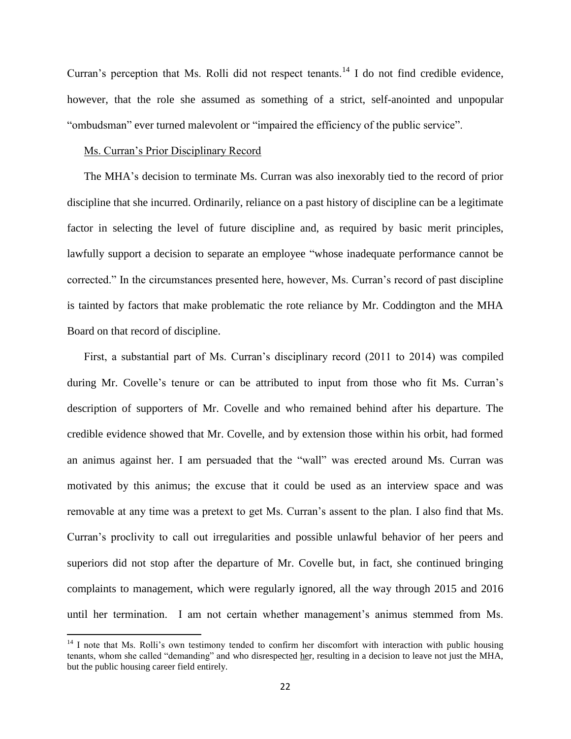Curran's perception that Ms. Rolli did not respect tenants.[14] I do not find credible evidence, however, that the role she assumed as something of a strict, self-anointed and unpopular "ombudsman" ever turned malevolent or "impaired the efficiency of the public service".

<u>Ms. Curran's Prior Disciplinary Record</u>

The MHA's decision to terminate Ms. Curran was also inexorably tied to the record of prior discipline that she incurred. Ordinarily, reliance on a past history of discipline can be a legitimate factor in selecting the level of future discipline and, as required by basic merit principles, lawfully support a decision to separate an employee "whose inadequate performance cannot be corrected." In the circumstances presented here, however, Ms. Curran's record of past discipline is tainted by factors that make problematic the rote reliance by Mr. Coddington and the MHA Board on that record of discipline.

First, a substantial part of Ms. Curran's disciplinary record (2011 to 2014) was compiled during Mr. Covelle's tenure or can be attributed to input from those who fit Ms. Curran's description of supporters of Mr. Covelle and who remained behind after his departure. The credible evidence showed that Mr. Covelle, and by extension those within his orbit, had formed an animus against her. I am persuaded that the "wall" was erected around Ms. Curran was motivated by this animus; the excuse that it could be used as an interview space and was removable at any time was a pretext to get Ms. Curran's assent to the plan. I also find that Ms. Curran's proclivity to call out irregularities and possible unlawful behavior of her peers and superiors did not stop after the departure of Mr. Covelle but, in fact, she continued bringing complaints to management, which were regularly ignored, all the way through 2015 and 2016 until her termination. I am not certain whether management's animus stemmed from Ms.

---

[14] I note that Ms. Rolli's own testimony tended to confirm her discomfort with interaction with public housing tenants, whom she called "demanding" and who disrespected <u>her</u>, resulting in a decision to leave not just the MHA, but the public housing career field entirely.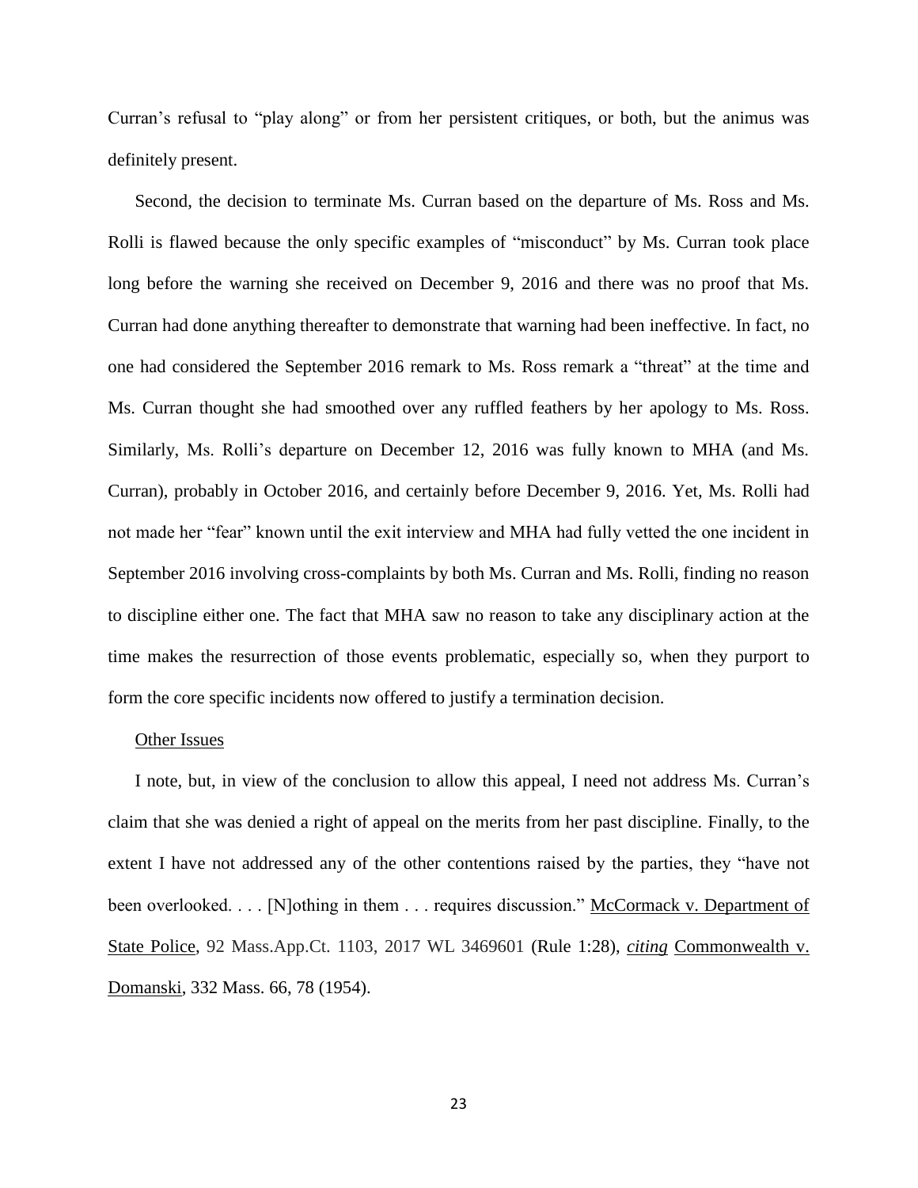Curran's refusal to "play along" or from her persistent critiques, or both, but the animus was definitely present.

Second, the decision to terminate Ms. Curran based on the departure of Ms. Ross and Ms. Rolli is flawed because the only specific examples of "misconduct" by Ms. Curran took place long before the warning she received on December 9, 2016 and there was no proof that Ms. Curran had done anything thereafter to demonstrate that warning had been ineffective. In fact, no one had considered the September 2016 remark to Ms. Ross remark a "threat" at the time and Ms. Curran thought she had smoothed over any ruffled feathers by her apology to Ms. Ross. Similarly, Ms. Rolli's departure on December 12, 2016 was fully known to MHA (and Ms. Curran), probably in October 2016, and certainly before December 9, 2016. Yet, Ms. Rolli had not made her "fear" known until the exit interview and MHA had fully vetted the one incident in September 2016 involving cross-complaints by both Ms. Curran and Ms. Rolli, finding no reason to discipline either one. The fact that MHA saw no reason to take any disciplinary action at the time makes the resurrection of those events problematic, especially so, when they purport to form the core specific incidents now offered to justify a termination decision.

<u>Other Issues</u>

I note, but, in view of the conclusion to allow this appeal, I need not address Ms. Curran's claim that she was denied a right of appeal on the merits from her past discipline. Finally, to the extent I have not addressed any of the other contentions raised by the parties, they "have not been overlooked. . . . [N]othing in them . . . requires discussion." <u>McCormack v. Department of State Police</u>, 92 Mass.App.Ct. 1103, 2017 WL 3469601 (Rule 1:28), <u>*citing*</u> <u>Commonwealth v. Domanski</u>, 332 Mass. 66, 78 (1954).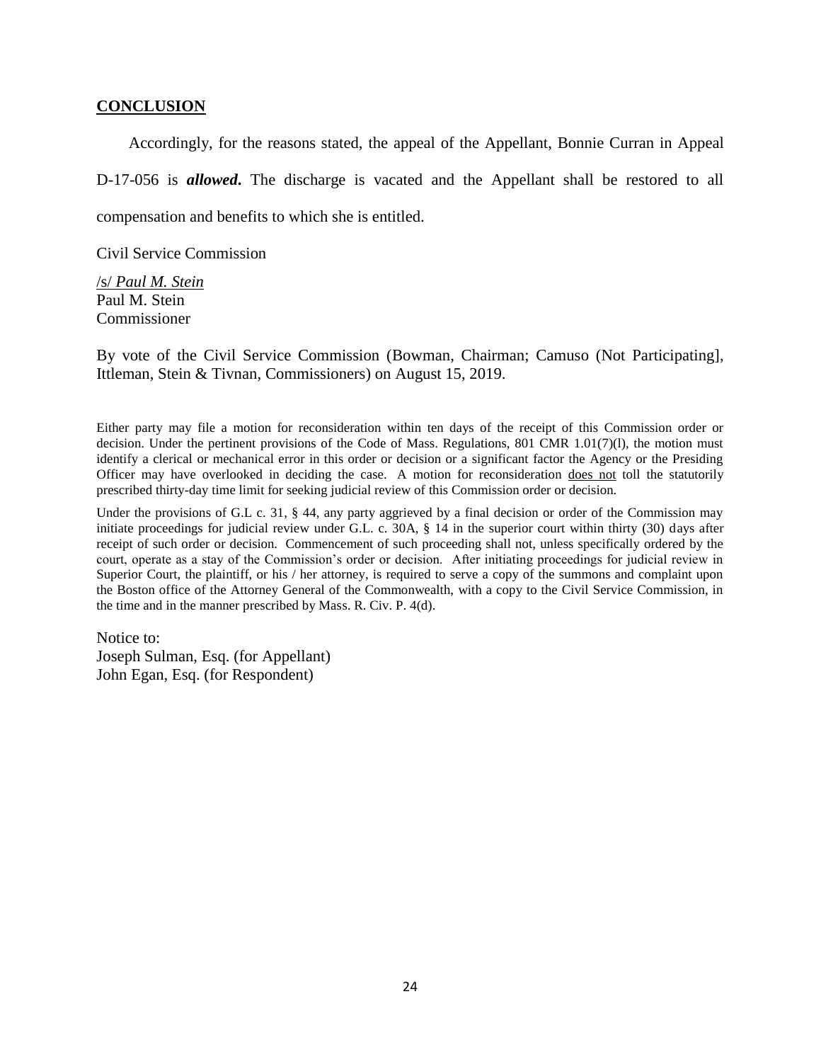## **CONCLUSION**

Accordingly, for the reasons stated, the appeal of the Appellant, Bonnie Curran in Appeal D-17-056 is ***allowed***. The discharge is vacated and the Appellant shall be restored to all compensation and benefits to which she is entitled.

Civil Service Commission

/s/ *Paul M. Stein*
Paul M. Stein
Commissioner

By vote of the Civil Service Commission (Bowman, Chairman; Camuso (Not Participating], Ittleman, Stein & Tivnan, Commissioners) on August 15, 2019.

Either party may file a motion for reconsideration within ten days of the receipt of this Commission order or decision. Under the pertinent provisions of the Code of Mass. Regulations, 801 CMR 1.01(7)(l), the motion must identify a clerical or mechanical error in this order or decision or a significant factor the Agency or the Presiding Officer may have overlooked in deciding the case. A motion for reconsideration does not toll the statutorily prescribed thirty-day time limit for seeking judicial review of this Commission order or decision.

Under the provisions of G.L c. 31, § 44, any party aggrieved by a final decision or order of the Commission may initiate proceedings for judicial review under G.L. c. 30A, § 14 in the superior court within thirty (30) days after receipt of such order or decision. Commencement of such proceeding shall not, unless specifically ordered by the court, operate as a stay of the Commission's order or decision. After initiating proceedings for judicial review in Superior Court, the plaintiff, or his / her attorney, is required to serve a copy of the summons and complaint upon the Boston office of the Attorney General of the Commonwealth, with a copy to the Civil Service Commission, in the time and in the manner prescribed by Mass. R. Civ. P. 4(d).

Notice to:
Joseph Sulman, Esq. (for Appellant)
John Egan, Esq. (for Respondent)